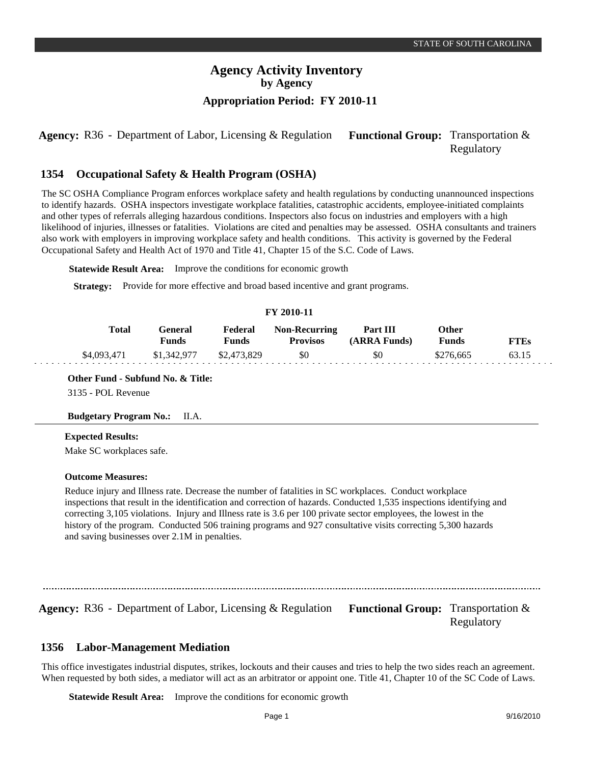# Agency Activity Inventory
## by Agency
### Appropriation Period: FY 2010-11

**Agency:** R36 - Department of Labor, Licensing & Regulation **Functional Group:** Transportation & Regulatory

## 1354 Occupational Safety & Health Program (OSHA)

The SC OSHA Compliance Program enforces workplace safety and health regulations by conducting unannounced inspections to identify hazards. OSHA inspectors investigate workplace fatalities, catastrophic accidents, employee-initiated complaints and other types of referrals alleging hazardous conditions. Inspectors also focus on industries and employers with a high likelihood of injuries, illnesses or fatalities. Violations are cited and penalties may be assessed. OSHA consultants and trainers also work with employers in improving workplace safety and health conditions. This activity is governed by the Federal Occupational Safety and Health Act of 1970 and Title 41, Chapter 15 of the S.C. Code of Laws.

**Statewide Result Area:** Improve the conditions for economic growth

**Strategy:** Provide for more effective and broad based incentive and grant programs.

**FY 2010-11**

| Total | General Funds | Federal Funds | Non-Recurring Provisos | Part III (ARRA Funds) | Other Funds | FTEs |
|---|---|---|---|---|---|---|
| $4,093,471 | $1,342,977 | $2,473,829 | $0 | $0 | $276,665 | 63.15 |

**Other Fund - Subfund No. & Title:**

3135 - POL Revenue

**Budgetary Program No.:** II.A.

**Expected Results:**

Make SC workplaces safe.

**Outcome Measures:**

Reduce injury and Illness rate. Decrease the number of fatalities in SC workplaces. Conduct workplace inspections that result in the identification and correction of hazards. Conducted 1,535 inspections identifying and correcting 3,105 violations. Injury and Illness rate is 3.6 per 100 private sector employees, the lowest in the history of the program. Conducted 506 training programs and 927 consultative visits correcting 5,300 hazards and saving businesses over 2.1M in penalties.

---

**Agency:** R36 - Department of Labor, Licensing & Regulation **Functional Group:** Transportation & Regulatory

## 1356 Labor-Management Mediation

This office investigates industrial disputes, strikes, lockouts and their causes and tries to help the two sides reach an agreement. When requested by both sides, a mediator will act as an arbitrator or appoint one. Title 41, Chapter 10 of the SC Code of Laws.

**Statewide Result Area:** Improve the conditions for economic growth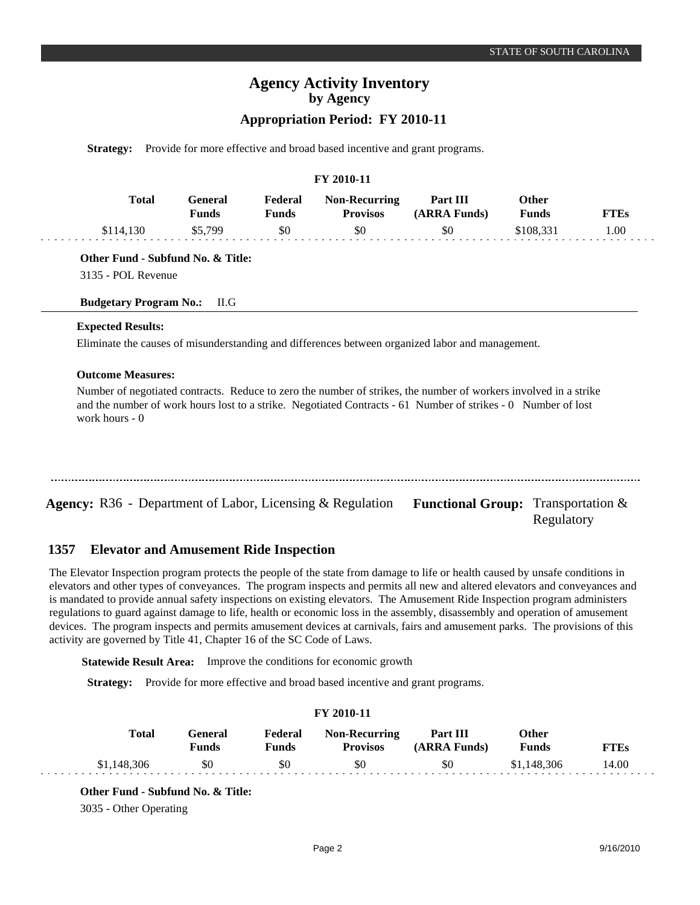# Agency Activity Inventory
## by Agency
### Appropriation Period: FY 2010-11

**Strategy:** Provide for more effective and broad based incentive and grant programs.

**FY 2010-11**

| Total | General Funds | Federal Funds | Non-Recurring Provisos | Part III (ARRA Funds) | Other Funds | FTEs |
|---|---|---|---|---|---|---|
| $114,130 | $5,799 | $0 | $0 | $0 | $108,331 | 1.00 |

**Other Fund - Subfund No. & Title:**

3135 - POL Revenue

**Budgetary Program No.:** II.G

**Expected Results:**

Eliminate the causes of misunderstanding and differences between organized labor and management.

**Outcome Measures:**

Number of negotiated contracts. Reduce to zero the number of strikes, the number of workers involved in a strike and the number of work hours lost to a strike. Negotiated Contracts - 61 Number of strikes - 0 Number of lost work hours - 0

---

**Agency:** R36 - Department of Labor, Licensing & Regulation **Functional Group:** Transportation & Regulatory

## 1357 Elevator and Amusement Ride Inspection

The Elevator Inspection program protects the people of the state from damage to life or health caused by unsafe conditions in elevators and other types of conveyances. The program inspects and permits all new and altered elevators and conveyances and is mandated to provide annual safety inspections on existing elevators. The Amusement Ride Inspection program administers regulations to guard against damage to life, health or economic loss in the assembly, disassembly and operation of amusement devices. The program inspects and permits amusement devices at carnivals, fairs and amusement parks. The provisions of this activity are governed by Title 41, Chapter 16 of the SC Code of Laws.

**Statewide Result Area:** Improve the conditions for economic growth

**Strategy:** Provide for more effective and broad based incentive and grant programs.

**FY 2010-11**

| Total | General Funds | Federal Funds | Non-Recurring Provisos | Part III (ARRA Funds) | Other Funds | FTEs |
|---|---|---|---|---|---|---|
| $1,148,306 | $0 | $0 | $0 | $0 | $1,148,306 | 14.00 |

**Other Fund - Subfund No. & Title:**

3035 - Other Operating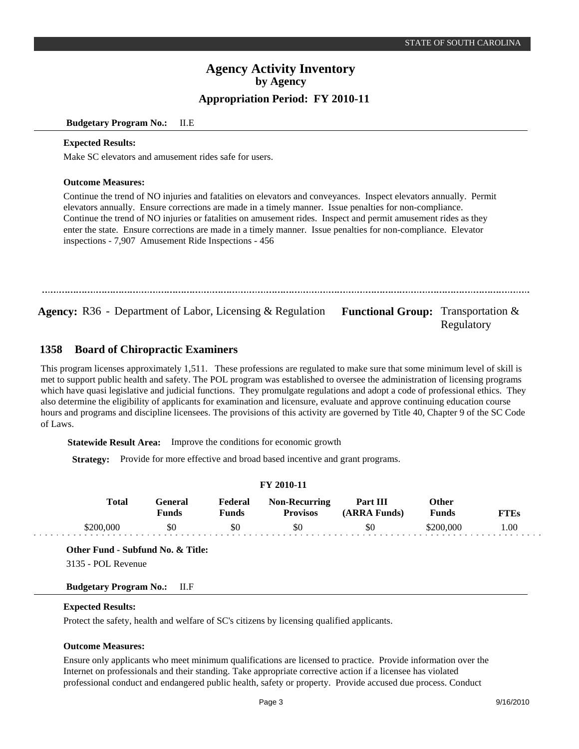**Budgetary Program No.:** II.E

**Expected Results:**

Make SC elevators and amusement rides safe for users.

**Outcome Measures:**

Continue the trend of NO injuries and fatalities on elevators and conveyances. Inspect elevators annually. Permit elevators annually. Ensure corrections are made in a timely manner. Issue penalties for non-compliance. Continue the trend of NO injuries or fatalities on amusement rides. Inspect and permit amusement rides as they enter the state. Ensure corrections are made in a timely manner. Issue penalties for non-compliance. Elevator inspections - 7,907 Amusement Ride Inspections - 456

---

**Agency:** R36 - Department of Labor, Licensing & Regulation **Functional Group:** Transportation & Regulatory

## 1358 Board of Chiropractic Examiners

This program licenses approximately 1,511. These professions are regulated to make sure that some minimum level of skill is met to support public health and safety. The POL program was established to oversee the administration of licensing programs which have quasi legislative and judicial functions. They promulgate regulations and adopt a code of professional ethics. They also determine the eligibility of applicants for examination and licensure, evaluate and approve continuing education course hours and programs and discipline licensees. The provisions of this activity are governed by Title 40, Chapter 9 of the SC Code of Laws.

**Statewide Result Area:** Improve the conditions for economic growth

**Strategy:** Provide for more effective and broad based incentive and grant programs.

**FY 2010-11**

| Total | General Funds | Federal Funds | Non-Recurring Provisos | Part III (ARRA Funds) | Other Funds | FTEs |
|---|---|---|---|---|---|---|
| $200,000 | $0 | $0 | $0 | $0 | $200,000 | 1.00 |

**Other Fund - Subfund No. & Title:**

3135 - POL Revenue

**Budgetary Program No.:** II.F

**Expected Results:**

Protect the safety, health and welfare of SC's citizens by licensing qualified applicants.

**Outcome Measures:**

Ensure only applicants who meet minimum qualifications are licensed to practice. Provide information over the Internet on professionals and their standing. Take appropriate corrective action if a licensee has violated professional conduct and endangered public health, safety or property. Provide accused due process. Conduct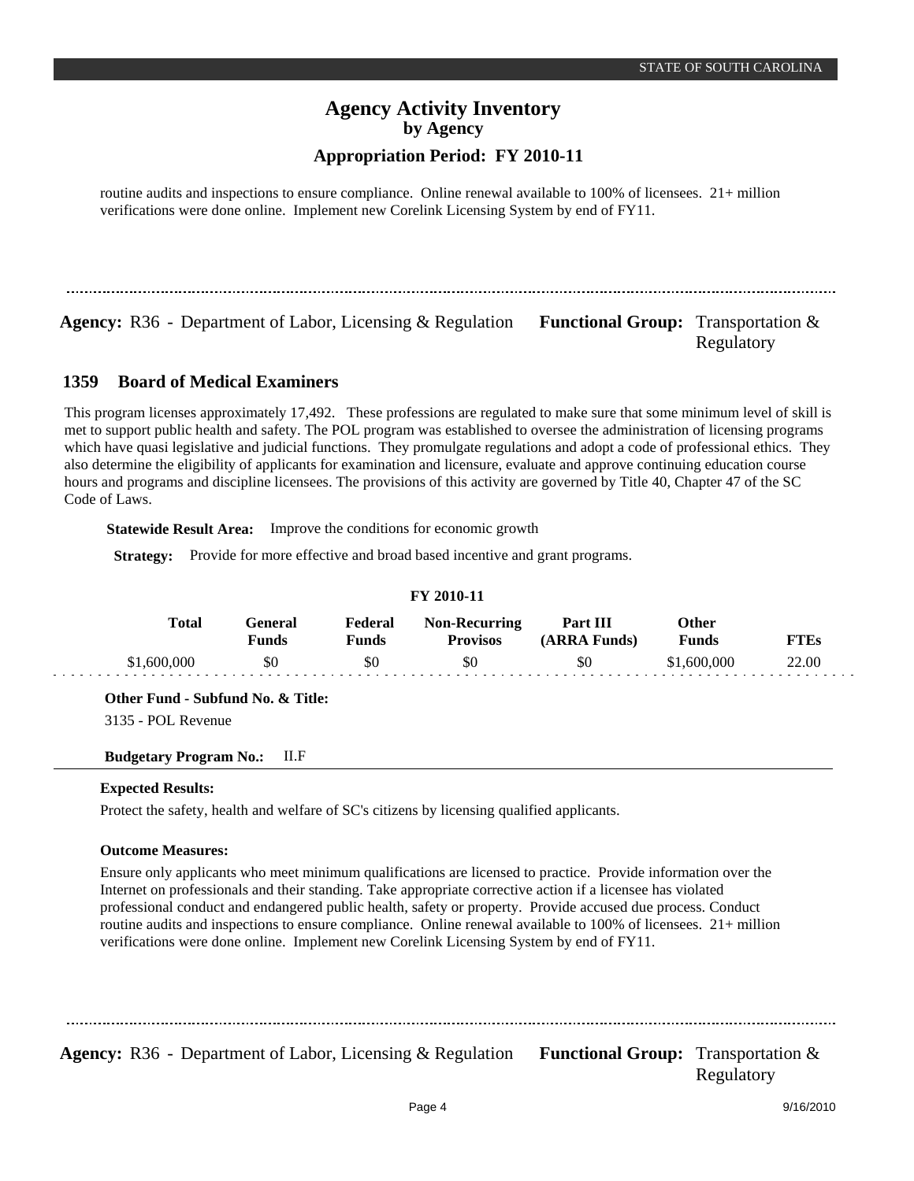routine audits and inspections to ensure compliance. Online renewal available to 100% of licensees. 21+ million verifications were done online. Implement new Corelink Licensing System by end of FY11.

---

**Agency:** R36 - Department of Labor, Licensing & Regulation **Functional Group:** Transportation & Regulatory

## 1359 Board of Medical Examiners

This program licenses approximately 17,492. These professions are regulated to make sure that some minimum level of skill is met to support public health and safety. The POL program was established to oversee the administration of licensing programs which have quasi legislative and judicial functions. They promulgate regulations and adopt a code of professional ethics. They also determine the eligibility of applicants for examination and licensure, evaluate and approve continuing education course hours and programs and discipline licensees. The provisions of this activity are governed by Title 40, Chapter 47 of the SC Code of Laws.

**Statewide Result Area:** Improve the conditions for economic growth

**Strategy:** Provide for more effective and broad based incentive and grant programs.

**FY 2010-11**

| Total | General Funds | Federal Funds | Non-Recurring Provisos | Part III (ARRA Funds) | Other Funds | FTEs |
|---|---|---|---|---|---|---|
| $1,600,000 | $0 | $0 | $0 | $0 | $1,600,000 | 22.00 |

**Other Fund - Subfund No. & Title:**

3135 - POL Revenue

**Budgetary Program No.:** II.F

**Expected Results:**

Protect the safety, health and welfare of SC's citizens by licensing qualified applicants.

**Outcome Measures:**

Ensure only applicants who meet minimum qualifications are licensed to practice. Provide information over the Internet on professionals and their standing. Take appropriate corrective action if a licensee has violated professional conduct and endangered public health, safety or property. Provide accused due process. Conduct routine audits and inspections to ensure compliance. Online renewal available to 100% of licensees. 21+ million verifications were done online. Implement new Corelink Licensing System by end of FY11.

---

**Agency:** R36 - Department of Labor, Licensing & Regulation **Functional Group:** Transportation & Regulatory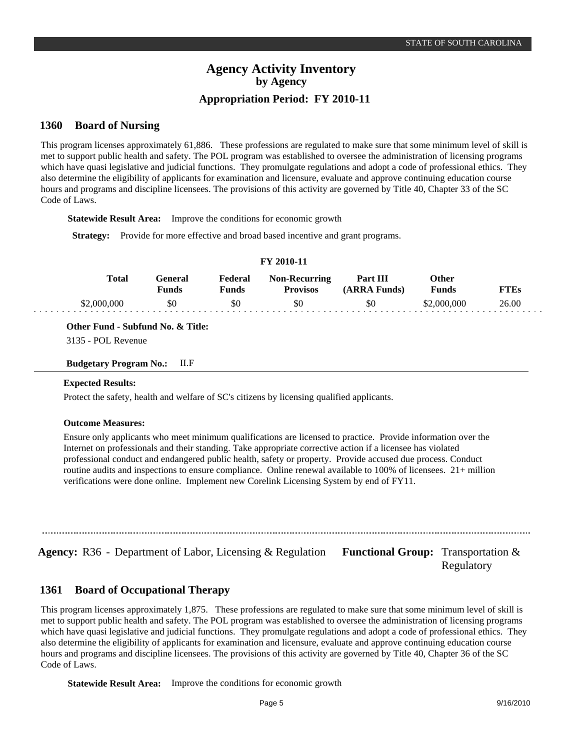# Agency Activity Inventory
## by Agency
## Appropriation Period: FY 2010-11

### 1360 Board of Nursing

This program licenses approximately 61,886. These professions are regulated to make sure that some minimum level of skill is met to support public health and safety. The POL program was established to oversee the administration of licensing programs which have quasi legislative and judicial functions. They promulgate regulations and adopt a code of professional ethics. They also determine the eligibility of applicants for examination and licensure, evaluate and approve continuing education course hours and programs and discipline licensees. The provisions of this activity are governed by Title 40, Chapter 33 of the SC Code of Laws.

**Statewide Result Area:** Improve the conditions for economic growth

**Strategy:** Provide for more effective and broad based incentive and grant programs.

**FY 2010-11**

| Total | General Funds | Federal Funds | Non-Recurring Provisos | Part III (ARRA Funds) | Other Funds | FTEs |
|---|---|---|---|---|---|---|
| $2,000,000 | $0 | $0 | $0 | $0 | $2,000,000 | 26.00 |

**Other Fund - Subfund No. & Title:**

3135 - POL Revenue

**Budgetary Program No.:** II.F

**Expected Results:**

Protect the safety, health and welfare of SC's citizens by licensing qualified applicants.

**Outcome Measures:**

Ensure only applicants who meet minimum qualifications are licensed to practice. Provide information over the Internet on professionals and their standing. Take appropriate corrective action if a licensee has violated professional conduct and endangered public health, safety or property. Provide accused due process. Conduct routine audits and inspections to ensure compliance. Online renewal available to 100% of licensees. 21+ million verifications were done online. Implement new Corelink Licensing System by end of FY11.

---

**Agency:** R36 - Department of Labor, Licensing & Regulation **Functional Group:** Transportation & Regulatory

### 1361 Board of Occupational Therapy

This program licenses approximately 1,875. These professions are regulated to make sure that some minimum level of skill is met to support public health and safety. The POL program was established to oversee the administration of licensing programs which have quasi legislative and judicial functions. They promulgate regulations and adopt a code of professional ethics. They also determine the eligibility of applicants for examination and licensure, evaluate and approve continuing education course hours and programs and discipline licensees. The provisions of this activity are governed by Title 40, Chapter 36 of the SC Code of Laws.

**Statewide Result Area:** Improve the conditions for economic growth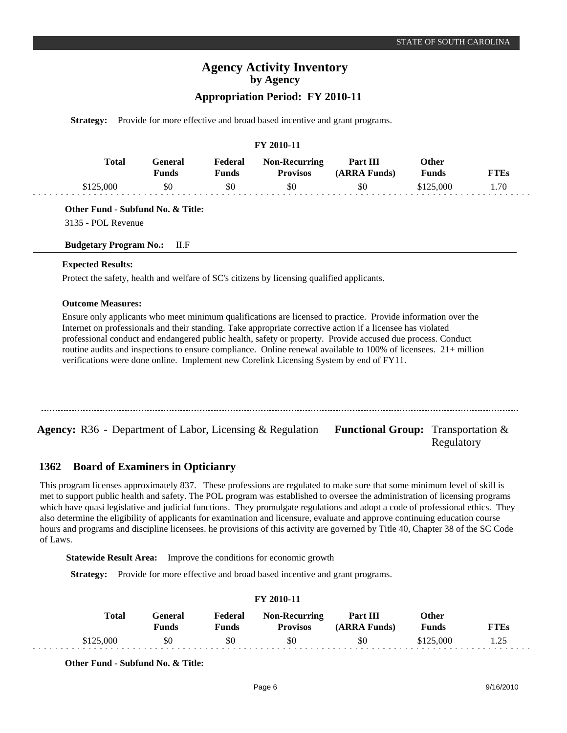# Agency Activity Inventory
## by Agency
### Appropriation Period: FY 2010-11

**Strategy:** Provide for more effective and broad based incentive and grant programs.

**FY 2010-11**

| Total | General Funds | Federal Funds | Non-Recurring Provisos | Part III (ARRA Funds) | Other Funds | FTEs |
|---|---|---|---|---|---|---|
| $125,000 | $0 | $0 | $0 | $0 | $125,000 | 1.70 |

**Other Fund - Subfund No. & Title:**

3135 - POL Revenue

**Budgetary Program No.:** II.F

**Expected Results:**

Protect the safety, health and welfare of SC's citizens by licensing qualified applicants.

**Outcome Measures:**

Ensure only applicants who meet minimum qualifications are licensed to practice. Provide information over the Internet on professionals and their standing. Take appropriate corrective action if a licensee has violated professional conduct and endangered public health, safety or property. Provide accused due process. Conduct routine audits and inspections to ensure compliance. Online renewal available to 100% of licensees. 21+ million verifications were done online. Implement new Corelink Licensing System by end of FY11.

---

**Agency:** R36 - Department of Labor, Licensing & Regulation **Functional Group:** Transportation & Regulatory

## 1362 Board of Examiners in Opticianry

This program licenses approximately 837. These professions are regulated to make sure that some minimum level of skill is met to support public health and safety. The POL program was established to oversee the administration of licensing programs which have quasi legislative and judicial functions. They promulgate regulations and adopt a code of professional ethics. They also determine the eligibility of applicants for examination and licensure, evaluate and approve continuing education course hours and programs and discipline licensees. he provisions of this activity are governed by Title 40, Chapter 38 of the SC Code of Laws.

**Statewide Result Area:** Improve the conditions for economic growth

**Strategy:** Provide for more effective and broad based incentive and grant programs.

**FY 2010-11**

| Total | General Funds | Federal Funds | Non-Recurring Provisos | Part III (ARRA Funds) | Other Funds | FTEs |
|---|---|---|---|---|---|---|
| $125,000 | $0 | $0 | $0 | $0 | $125,000 | 1.25 |

**Other Fund - Subfund No. & Title:**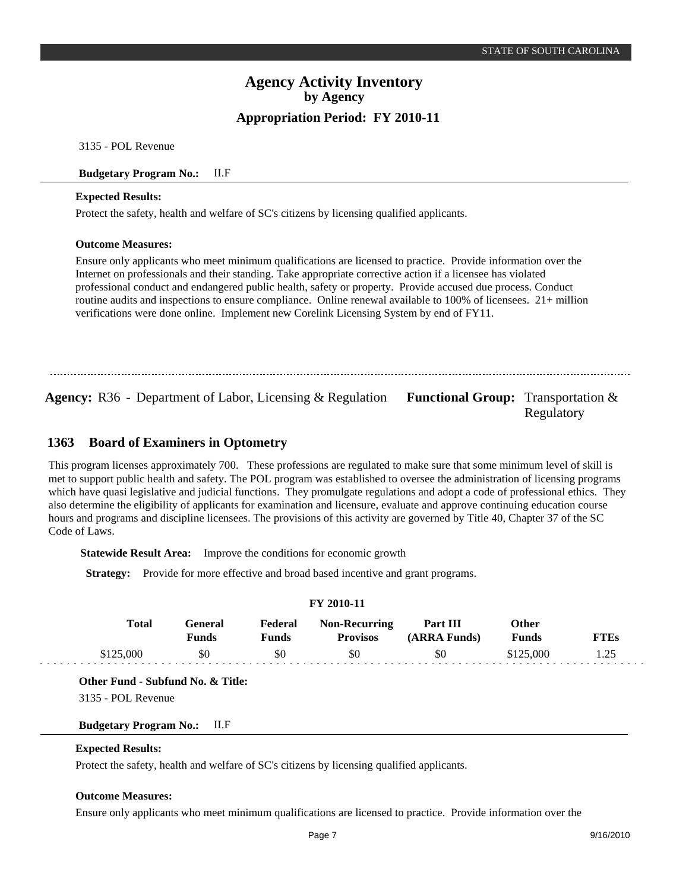3135 - POL Revenue

**Budgetary Program No.:** II.F

**Expected Results:**

Protect the safety, health and welfare of SC's citizens by licensing qualified applicants.

**Outcome Measures:**

Ensure only applicants who meet minimum qualifications are licensed to practice. Provide information over the Internet on professionals and their standing. Take appropriate corrective action if a licensee has violated professional conduct and endangered public health, safety or property. Provide accused due process. Conduct routine audits and inspections to ensure compliance. Online renewal available to 100% of licensees. 21+ million verifications were done online. Implement new Corelink Licensing System by end of FY11.

---

**Agency:** R36 - Department of Labor, Licensing & Regulation **Functional Group:** Transportation & Regulatory

## 1363 Board of Examiners in Optometry

This program licenses approximately 700. These professions are regulated to make sure that some minimum level of skill is met to support public health and safety. The POL program was established to oversee the administration of licensing programs which have quasi legislative and judicial functions. They promulgate regulations and adopt a code of professional ethics. They also determine the eligibility of applicants for examination and licensure, evaluate and approve continuing education course hours and programs and discipline licensees. The provisions of this activity are governed by Title 40, Chapter 37 of the SC Code of Laws.

**Statewide Result Area:** Improve the conditions for economic growth

**Strategy:** Provide for more effective and broad based incentive and grant programs.

**FY 2010-11**

| Total | General Funds | Federal Funds | Non-Recurring Provisos | Part III (ARRA Funds) | Other Funds | FTEs |
|---|---|---|---|---|---|---|
| $125,000 | $0 | $0 | $0 | $0 | $125,000 | 1.25 |

**Other Fund - Subfund No. & Title:**

3135 - POL Revenue

**Budgetary Program No.:** II.F

**Expected Results:**

Protect the safety, health and welfare of SC's citizens by licensing qualified applicants.

**Outcome Measures:**

Ensure only applicants who meet minimum qualifications are licensed to practice. Provide information over the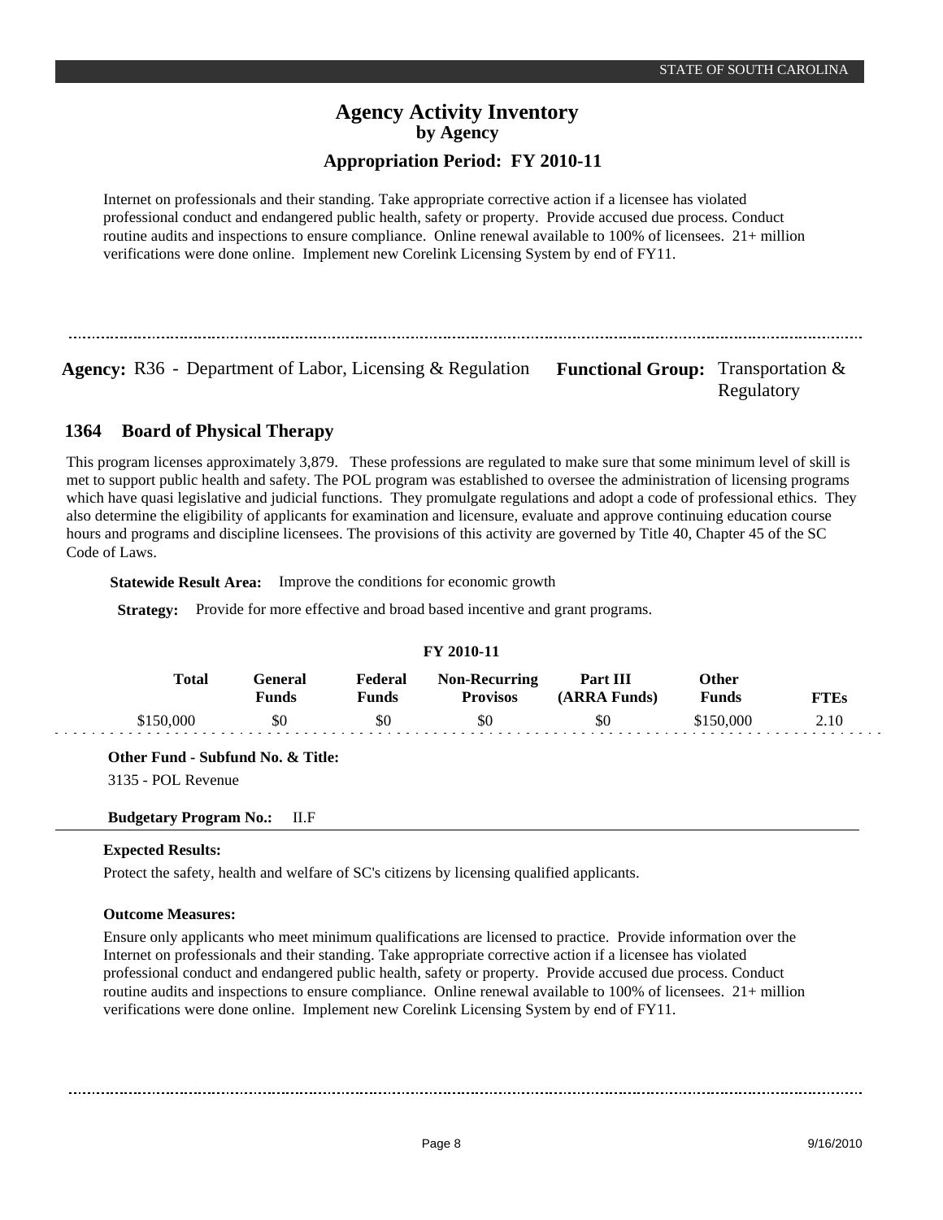Internet on professionals and their standing. Take appropriate corrective action if a licensee has violated professional conduct and endangered public health, safety or property. Provide accused due process. Conduct routine audits and inspections to ensure compliance. Online renewal available to 100% of licensees. 21+ million verifications were done online. Implement new Corelink Licensing System by end of FY11.

---

**Agency:** R36 - Department of Labor, Licensing & Regulation **Functional Group:** Transportation & Regulatory

## 1364 Board of Physical Therapy

This program licenses approximately 3,879. These professions are regulated to make sure that some minimum level of skill is met to support public health and safety. The POL program was established to oversee the administration of licensing programs which have quasi legislative and judicial functions. They promulgate regulations and adopt a code of professional ethics. They also determine the eligibility of applicants for examination and licensure, evaluate and approve continuing education course hours and programs and discipline licensees. The provisions of this activity are governed by Title 40, Chapter 45 of the SC Code of Laws.

**Statewide Result Area:** Improve the conditions for economic growth

**Strategy:** Provide for more effective and broad based incentive and grant programs.

**FY 2010-11**

| Total | General Funds | Federal Funds | Non-Recurring Provisos | Part III (ARRA Funds) | Other Funds | FTEs |
|---|---|---|---|---|---|---|
| $150,000 | $0 | $0 | $0 | $0 | $150,000 | 2.10 |

**Other Fund - Subfund No. & Title:**

3135 - POL Revenue

**Budgetary Program No.:** II.F

**Expected Results:**

Protect the safety, health and welfare of SC's citizens by licensing qualified applicants.

**Outcome Measures:**

Ensure only applicants who meet minimum qualifications are licensed to practice. Provide information over the Internet on professionals and their standing. Take appropriate corrective action if a licensee has violated professional conduct and endangered public health, safety or property. Provide accused due process. Conduct routine audits and inspections to ensure compliance. Online renewal available to 100% of licensees. 21+ million verifications were done online. Implement new Corelink Licensing System by end of FY11.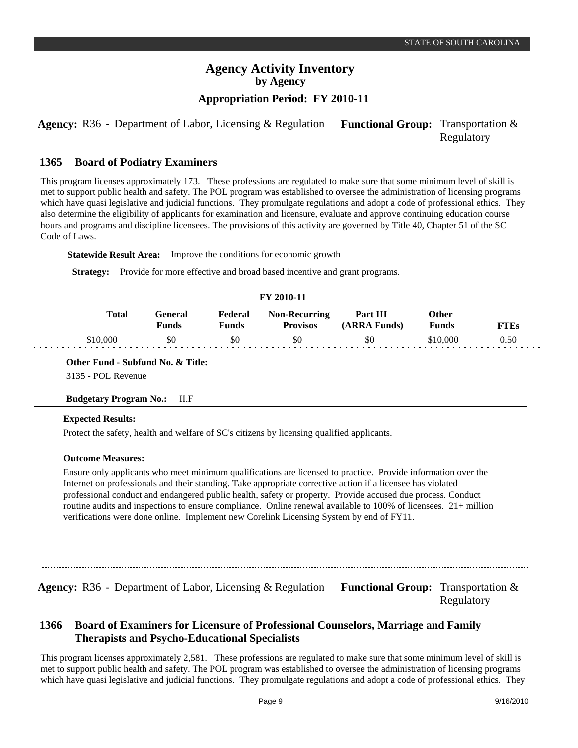# Agency Activity Inventory
## by Agency
### Appropriation Period: FY 2010-11

**Agency:** R36 - Department of Labor, Licensing & Regulation **Functional Group:** Transportation & Regulatory

## 1365 Board of Podiatry Examiners

This program licenses approximately 173. These professions are regulated to make sure that some minimum level of skill is met to support public health and safety. The POL program was established to oversee the administration of licensing programs which have quasi legislative and judicial functions. They promulgate regulations and adopt a code of professional ethics. They also determine the eligibility of applicants for examination and licensure, evaluate and approve continuing education course hours and programs and discipline licensees. The provisions of this activity are governed by Title 40, Chapter 51 of the SC Code of Laws.

**Statewide Result Area:** Improve the conditions for economic growth

**Strategy:** Provide for more effective and broad based incentive and grant programs.

FY 2010-11

| Total | General Funds | Federal Funds | Non-Recurring Provisos | Part III (ARRA Funds) | Other Funds | FTEs |
|---|---|---|---|---|---|---|
| $10,000 | $0 | $0 | $0 | $0 | $10,000 | 0.50 |

**Other Fund - Subfund No. & Title:**

3135 - POL Revenue

**Budgetary Program No.:** II.F

**Expected Results:**

Protect the safety, health and welfare of SC's citizens by licensing qualified applicants.

**Outcome Measures:**

Ensure only applicants who meet minimum qualifications are licensed to practice. Provide information over the Internet on professionals and their standing. Take appropriate corrective action if a licensee has violated professional conduct and endangered public health, safety or property. Provide accused due process. Conduct routine audits and inspections to ensure compliance. Online renewal available to 100% of licensees. 21+ million verifications were done online. Implement new Corelink Licensing System by end of FY11.

---

**Agency:** R36 - Department of Labor, Licensing & Regulation **Functional Group:** Transportation & Regulatory

## 1366 Board of Examiners for Licensure of Professional Counselors, Marriage and Family Therapists and Psycho-Educational Specialists

This program licenses approximately 2,581. These professions are regulated to make sure that some minimum level of skill is met to support public health and safety. The POL program was established to oversee the administration of licensing programs which have quasi legislative and judicial functions. They promulgate regulations and adopt a code of professional ethics. They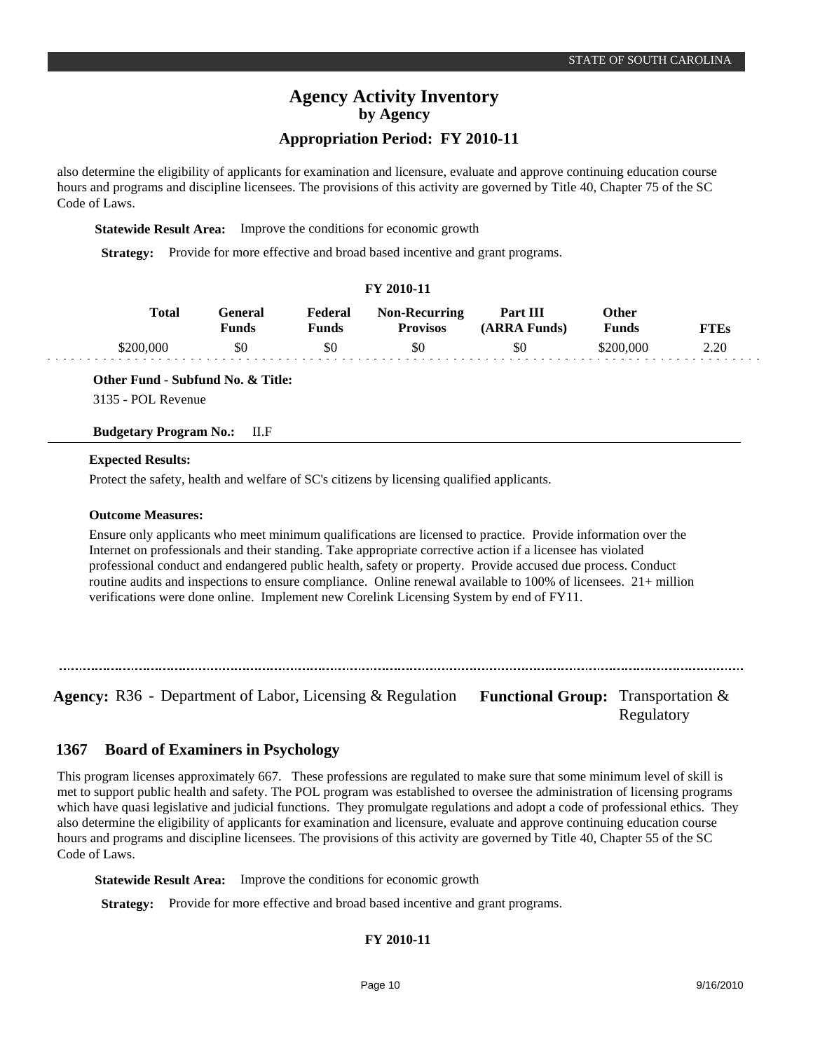also determine the eligibility of applicants for examination and licensure, evaluate and approve continuing education course hours and programs and discipline licensees. The provisions of this activity are governed by Title 40, Chapter 75 of the SC Code of Laws.

**Statewide Result Area:** Improve the conditions for economic growth

**Strategy:** Provide for more effective and broad based incentive and grant programs.

**FY 2010-11**

| Total | General Funds | Federal Funds | Non-Recurring Provisos | Part III (ARRA Funds) | Other Funds | FTEs |
|---|---|---|---|---|---|---|
| $200,000 | $0 | $0 | $0 | $0 | $200,000 | 2.20 |

**Other Fund - Subfund No. & Title:**

3135 - POL Revenue

**Budgetary Program No.:** II.F

**Expected Results:**

Protect the safety, health and welfare of SC's citizens by licensing qualified applicants.

**Outcome Measures:**

Ensure only applicants who meet minimum qualifications are licensed to practice. Provide information over the Internet on professionals and their standing. Take appropriate corrective action if a licensee has violated professional conduct and endangered public health, safety or property. Provide accused due process. Conduct routine audits and inspections to ensure compliance. Online renewal available to 100% of licensees. 21+ million verifications were done online. Implement new Corelink Licensing System by end of FY11.

---

**Agency:** R36 - Department of Labor, Licensing & Regulation **Functional Group:** Transportation & Regulatory

## 1367 Board of Examiners in Psychology

This program licenses approximately 667. These professions are regulated to make sure that some minimum level of skill is met to support public health and safety. The POL program was established to oversee the administration of licensing programs which have quasi legislative and judicial functions. They promulgate regulations and adopt a code of professional ethics. They also determine the eligibility of applicants for examination and licensure, evaluate and approve continuing education course hours and programs and discipline licensees. The provisions of this activity are governed by Title 40, Chapter 55 of the SC Code of Laws.

**Statewide Result Area:** Improve the conditions for economic growth

**Strategy:** Provide for more effective and broad based incentive and grant programs.

**FY 2010-11**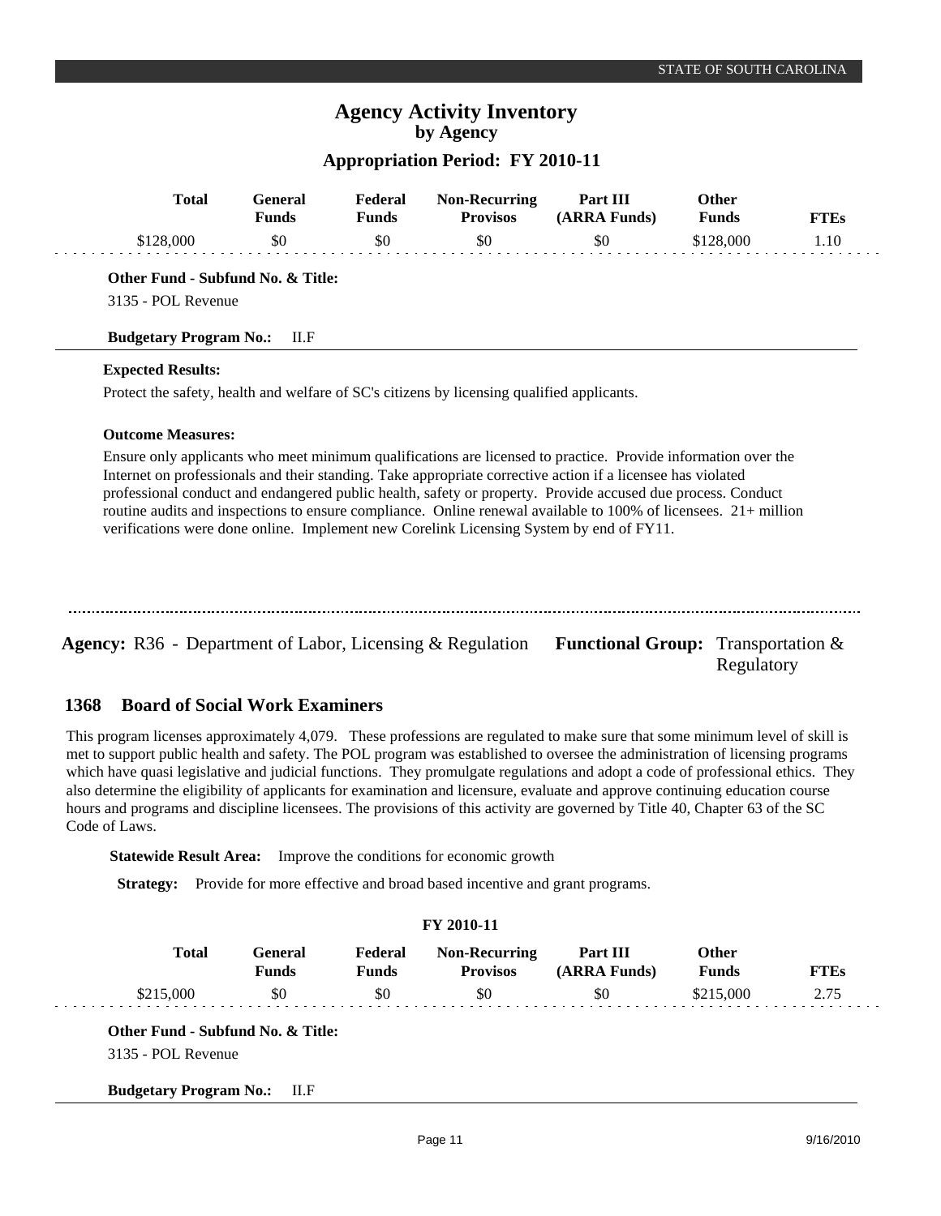| Total | General Funds | Federal Funds | Non-Recurring Provisos | Part III (ARRA Funds) | Other Funds | FTEs |
|---|---|---|---|---|---|---|
| $128,000 | $0 | $0 | $0 | $0 | $128,000 | 1.10 |

**Other Fund - Subfund No. & Title:**

3135 - POL Revenue

**Budgetary Program No.:** II.F

**Expected Results:**

Protect the safety, health and welfare of SC's citizens by licensing qualified applicants.

**Outcome Measures:**

Ensure only applicants who meet minimum qualifications are licensed to practice. Provide information over the Internet on professionals and their standing. Take appropriate corrective action if a licensee has violated professional conduct and endangered public health, safety or property. Provide accused due process. Conduct routine audits and inspections to ensure compliance. Online renewal available to 100% of licensees. 21+ million verifications were done online. Implement new Corelink Licensing System by end of FY11.

---

**Agency:** R36 - Department of Labor, Licensing & Regulation **Functional Group:** Transportation & Regulatory

## 1368 Board of Social Work Examiners

This program licenses approximately 4,079. These professions are regulated to make sure that some minimum level of skill is met to support public health and safety. The POL program was established to oversee the administration of licensing programs which have quasi legislative and judicial functions. They promulgate regulations and adopt a code of professional ethics. They also determine the eligibility of applicants for examination and licensure, evaluate and approve continuing education course hours and programs and discipline licensees. The provisions of this activity are governed by Title 40, Chapter 63 of the SC Code of Laws.

**Statewide Result Area:** Improve the conditions for economic growth

**Strategy:** Provide for more effective and broad based incentive and grant programs.

**FY 2010-11**

| Total | General Funds | Federal Funds | Non-Recurring Provisos | Part III (ARRA Funds) | Other Funds | FTEs |
|---|---|---|---|---|---|---|
| $215,000 | $0 | $0 | $0 | $0 | $215,000 | 2.75 |

**Other Fund - Subfund No. & Title:**

3135 - POL Revenue

**Budgetary Program No.:** II.F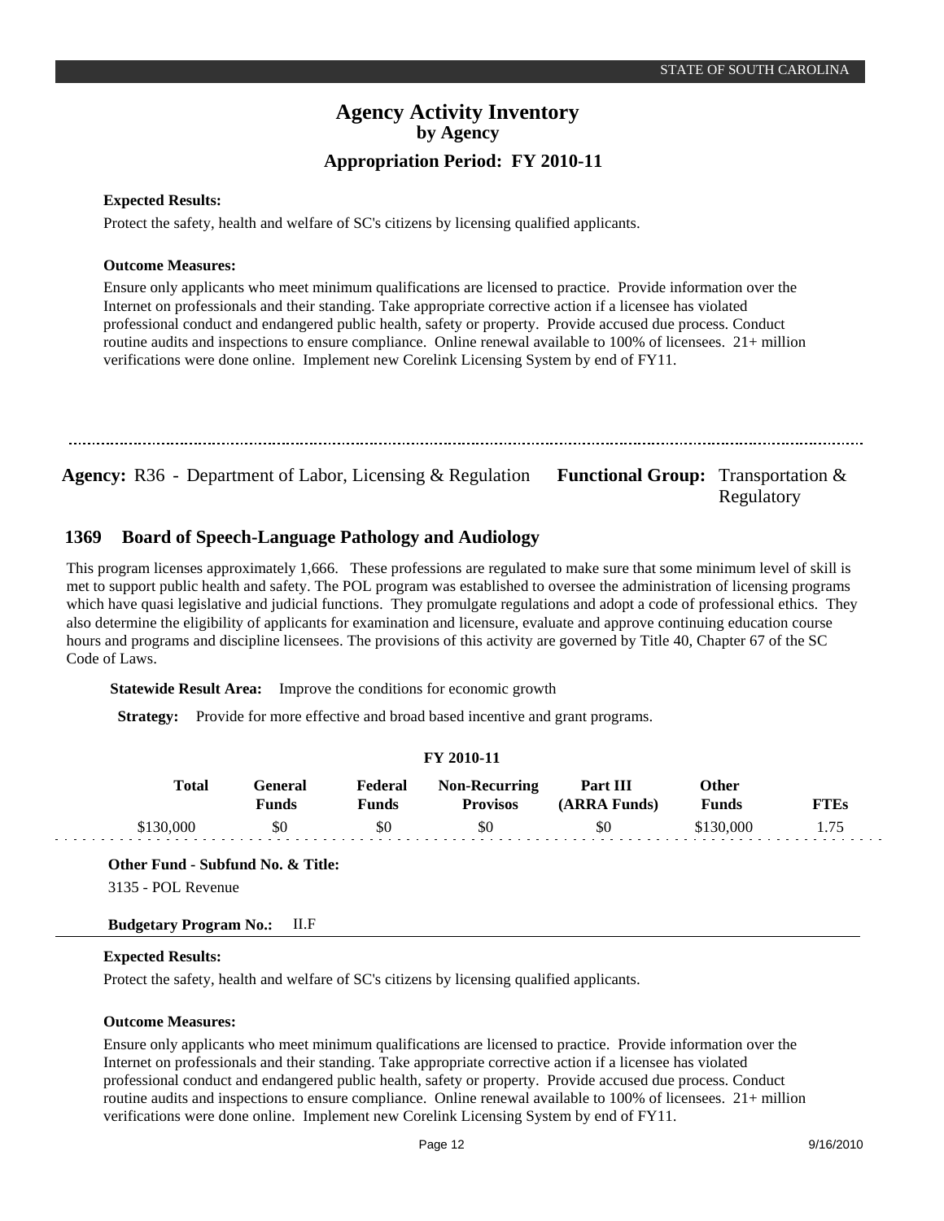**Expected Results:**

Protect the safety, health and welfare of SC's citizens by licensing qualified applicants.

**Outcome Measures:**

Ensure only applicants who meet minimum qualifications are licensed to practice. Provide information over the Internet on professionals and their standing. Take appropriate corrective action if a licensee has violated professional conduct and endangered public health, safety or property. Provide accused due process. Conduct routine audits and inspections to ensure compliance. Online renewal available to 100% of licensees. 21+ million verifications were done online. Implement new Corelink Licensing System by end of FY11.

---

**Agency:** R36 - Department of Labor, Licensing & Regulation **Functional Group:** Transportation & Regulatory

## 1369 Board of Speech-Language Pathology and Audiology

This program licenses approximately 1,666. These professions are regulated to make sure that some minimum level of skill is met to support public health and safety. The POL program was established to oversee the administration of licensing programs which have quasi legislative and judicial functions. They promulgate regulations and adopt a code of professional ethics. They also determine the eligibility of applicants for examination and licensure, evaluate and approve continuing education course hours and programs and discipline licensees. The provisions of this activity are governed by Title 40, Chapter 67 of the SC Code of Laws.

**Statewide Result Area:** Improve the conditions for economic growth

**Strategy:** Provide for more effective and broad based incentive and grant programs.

**FY 2010-11**

| Total | General Funds | Federal Funds | Non-Recurring Provisos | Part III (ARRA Funds) | Other Funds | FTEs |
|---|---|---|---|---|---|---|
| $130,000 | $0 | $0 | $0 | $0 | $130,000 | 1.75 |

**Other Fund - Subfund No. & Title:**

3135 - POL Revenue

**Budgetary Program No.:** II.F

**Expected Results:**

Protect the safety, health and welfare of SC's citizens by licensing qualified applicants.

**Outcome Measures:**

Ensure only applicants who meet minimum qualifications are licensed to practice. Provide information over the Internet on professionals and their standing. Take appropriate corrective action if a licensee has violated professional conduct and endangered public health, safety or property. Provide accused due process. Conduct routine audits and inspections to ensure compliance. Online renewal available to 100% of licensees. 21+ million verifications were done online. Implement new Corelink Licensing System by end of FY11.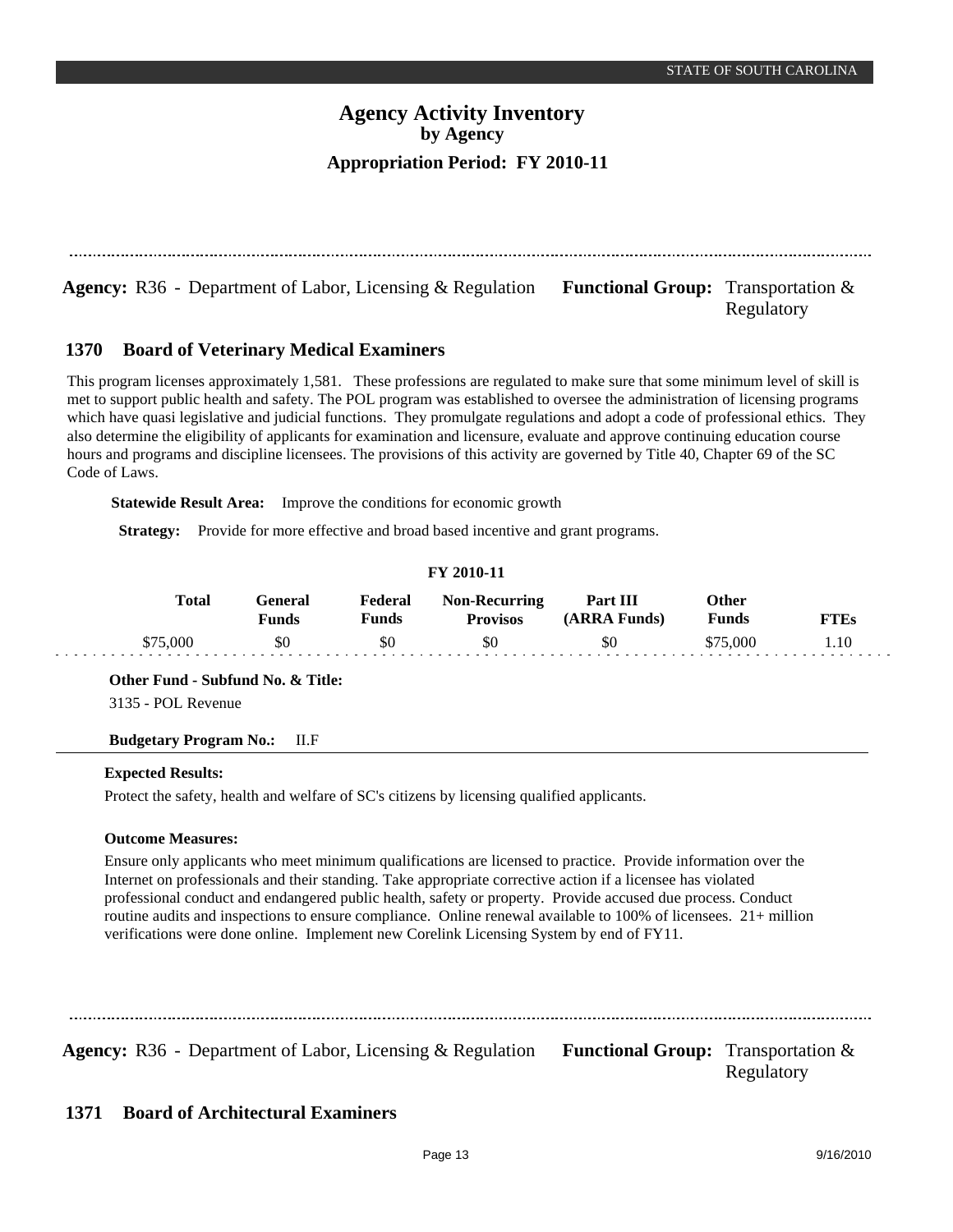# Agency Activity Inventory
## by Agency
### Appropriation Period: FY 2010-11

**Agency:** R36 - Department of Labor, Licensing & Regulation **Functional Group:** Transportation & Regulatory

### 1370 Board of Veterinary Medical Examiners

This program licenses approximately 1,581. These professions are regulated to make sure that some minimum level of skill is met to support public health and safety. The POL program was established to oversee the administration of licensing programs which have quasi legislative and judicial functions. They promulgate regulations and adopt a code of professional ethics. They also determine the eligibility of applicants for examination and licensure, evaluate and approve continuing education course hours and programs and discipline licensees. The provisions of this activity are governed by Title 40, Chapter 69 of the SC Code of Laws.

**Statewide Result Area:** Improve the conditions for economic growth

**Strategy:** Provide for more effective and broad based incentive and grant programs.

**FY 2010-11**

| Total | General Funds | Federal Funds | Non-Recurring Provisos | Part III (ARRA Funds) | Other Funds | FTEs |
|---|---|---|---|---|---|---|
| $75,000 | $0 | $0 | $0 | $0 | $75,000 | 1.10 |

**Other Fund - Subfund No. & Title:**

3135 - POL Revenue

**Budgetary Program No.:** II.F

**Expected Results:**

Protect the safety, health and welfare of SC's citizens by licensing qualified applicants.

**Outcome Measures:**

Ensure only applicants who meet minimum qualifications are licensed to practice. Provide information over the Internet on professionals and their standing. Take appropriate corrective action if a licensee has violated professional conduct and endangered public health, safety or property. Provide accused due process. Conduct routine audits and inspections to ensure compliance. Online renewal available to 100% of licensees. 21+ million verifications were done online. Implement new Corelink Licensing System by end of FY11.

**Agency:** R36 - Department of Labor, Licensing & Regulation **Functional Group:** Transportation & Regulatory

### 1371 Board of Architectural Examiners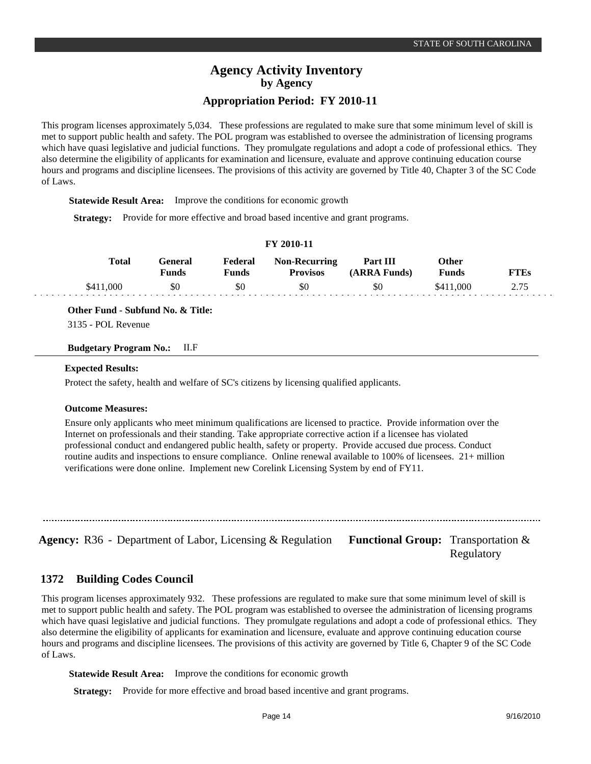This program licenses approximately 5,034. These professions are regulated to make sure that some minimum level of skill is met to support public health and safety. The POL program was established to oversee the administration of licensing programs which have quasi legislative and judicial functions. They promulgate regulations and adopt a code of professional ethics. They also determine the eligibility of applicants for examination and licensure, evaluate and approve continuing education course hours and programs and discipline licensees. The provisions of this activity are governed by Title 40, Chapter 3 of the SC Code of Laws.

**Statewide Result Area:** Improve the conditions for economic growth

**Strategy:** Provide for more effective and broad based incentive and grant programs.

**FY 2010-11**

| Total | General Funds | Federal Funds | Non-Recurring Provisos | Part III (ARRA Funds) | Other Funds | FTEs |
|---|---|---|---|---|---|---|
| $411,000 | $0 | $0 | $0 | $0 | $411,000 | 2.75 |

**Other Fund - Subfund No. & Title:**

3135 - POL Revenue

**Budgetary Program No.:** II.F

**Expected Results:**

Protect the safety, health and welfare of SC's citizens by licensing qualified applicants.

**Outcome Measures:**

Ensure only applicants who meet minimum qualifications are licensed to practice. Provide information over the Internet on professionals and their standing. Take appropriate corrective action if a licensee has violated professional conduct and endangered public health, safety or property. Provide accused due process. Conduct routine audits and inspections to ensure compliance. Online renewal available to 100% of licensees. 21+ million verifications were done online. Implement new Corelink Licensing System by end of FY11.

---

**Agency:** R36 - Department of Labor, Licensing & Regulation **Functional Group:** Transportation & Regulatory

## 1372 Building Codes Council

This program licenses approximately 932. These professions are regulated to make sure that some minimum level of skill is met to support public health and safety. The POL program was established to oversee the administration of licensing programs which have quasi legislative and judicial functions. They promulgate regulations and adopt a code of professional ethics. They also determine the eligibility of applicants for examination and licensure, evaluate and approve continuing education course hours and programs and discipline licensees. The provisions of this activity are governed by Title 6, Chapter 9 of the SC Code of Laws.

**Statewide Result Area:** Improve the conditions for economic growth

**Strategy:** Provide for more effective and broad based incentive and grant programs.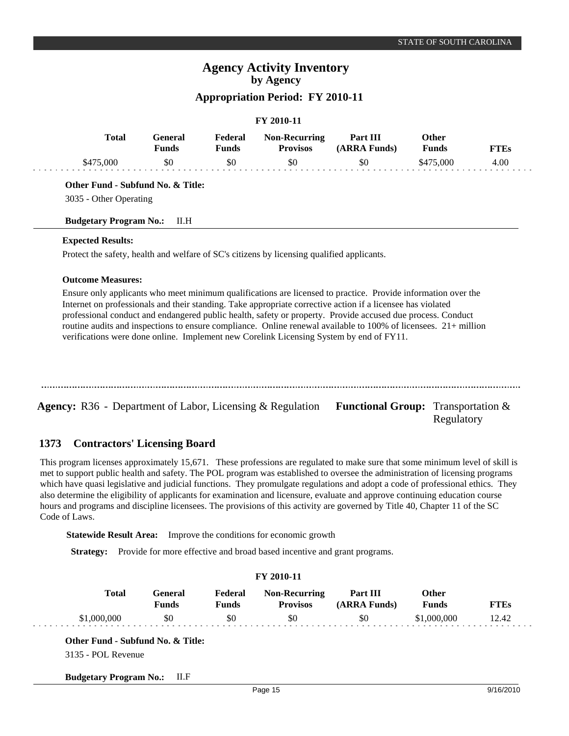# Agency Activity Inventory
## by Agency
### Appropriation Period: FY 2010-11

**FY 2010-11**

| Total | General Funds | Federal Funds | Non-Recurring Provisos | Part III (ARRA Funds) | Other Funds | FTEs |
|---|---|---|---|---|---|---|
| $475,000 | $0 | $0 | $0 | $0 | $475,000 | 4.00 |

**Other Fund - Subfund No. & Title:**

3035 - Other Operating

**Budgetary Program No.:** II.H

**Expected Results:**

Protect the safety, health and welfare of SC's citizens by licensing qualified applicants.

**Outcome Measures:**

Ensure only applicants who meet minimum qualifications are licensed to practice. Provide information over the Internet on professionals and their standing. Take appropriate corrective action if a licensee has violated professional conduct and endangered public health, safety or property. Provide accused due process. Conduct routine audits and inspections to ensure compliance. Online renewal available to 100% of licensees. 21+ million verifications were done online. Implement new Corelink Licensing System by end of FY11.

---

**Agency:** R36 - Department of Labor, Licensing & Regulation **Functional Group:** Transportation & Regulatory

## 1373 Contractors' Licensing Board

This program licenses approximately 15,671. These professions are regulated to make sure that some minimum level of skill is met to support public health and safety. The POL program was established to oversee the administration of licensing programs which have quasi legislative and judicial functions. They promulgate regulations and adopt a code of professional ethics. They also determine the eligibility of applicants for examination and licensure, evaluate and approve continuing education course hours and programs and discipline licensees. The provisions of this activity are governed by Title 40, Chapter 11 of the SC Code of Laws.

**Statewide Result Area:** Improve the conditions for economic growth

**Strategy:** Provide for more effective and broad based incentive and grant programs.

**FY 2010-11**

| Total | General Funds | Federal Funds | Non-Recurring Provisos | Part III (ARRA Funds) | Other Funds | FTEs |
|---|---|---|---|---|---|---|
| $1,000,000 | $0 | $0 | $0 | $0 | $1,000,000 | 12.42 |

**Other Fund - Subfund No. & Title:**

3135 - POL Revenue

**Budgetary Program No.:** II.F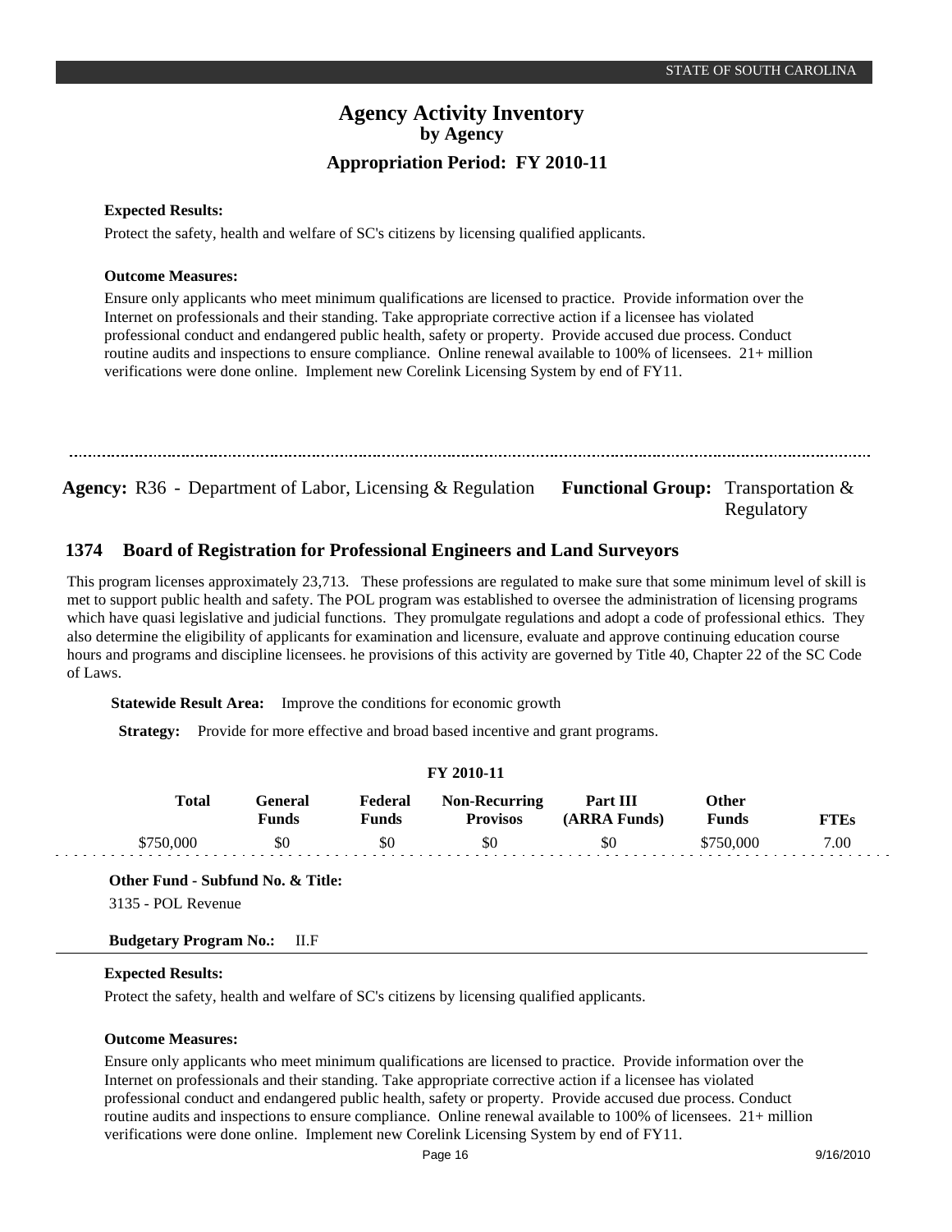**Expected Results:**

Protect the safety, health and welfare of SC's citizens by licensing qualified applicants.

**Outcome Measures:**

Ensure only applicants who meet minimum qualifications are licensed to practice. Provide information over the Internet on professionals and their standing. Take appropriate corrective action if a licensee has violated professional conduct and endangered public health, safety or property. Provide accused due process. Conduct routine audits and inspections to ensure compliance. Online renewal available to 100% of licensees. 21+ million verifications were done online. Implement new Corelink Licensing System by end of FY11.

---

**Agency:** R36 - Department of Labor, Licensing & Regulation **Functional Group:** Transportation & Regulatory

## 1374 Board of Registration for Professional Engineers and Land Surveyors

This program licenses approximately 23,713. These professions are regulated to make sure that some minimum level of skill is met to support public health and safety. The POL program was established to oversee the administration of licensing programs which have quasi legislative and judicial functions. They promulgate regulations and adopt a code of professional ethics. They also determine the eligibility of applicants for examination and licensure, evaluate and approve continuing education course hours and programs and discipline licensees. he provisions of this activity are governed by Title 40, Chapter 22 of the SC Code of Laws.

**Statewide Result Area:** Improve the conditions for economic growth

**Strategy:** Provide for more effective and broad based incentive and grant programs.

**FY 2010-11**

| Total | General Funds | Federal Funds | Non-Recurring Provisos | Part III (ARRA Funds) | Other Funds | FTEs |
|---|---|---|---|---|---|---|
| $750,000 | $0 | $0 | $0 | $0 | $750,000 | 7.00 |

**Other Fund - Subfund No. & Title:**

3135 - POL Revenue

**Budgetary Program No.:** II.F

**Expected Results:**

Protect the safety, health and welfare of SC's citizens by licensing qualified applicants.

**Outcome Measures:**

Ensure only applicants who meet minimum qualifications are licensed to practice. Provide information over the Internet on professionals and their standing. Take appropriate corrective action if a licensee has violated professional conduct and endangered public health, safety or property. Provide accused due process. Conduct routine audits and inspections to ensure compliance. Online renewal available to 100% of licensees. 21+ million verifications were done online. Implement new Corelink Licensing System by end of FY11.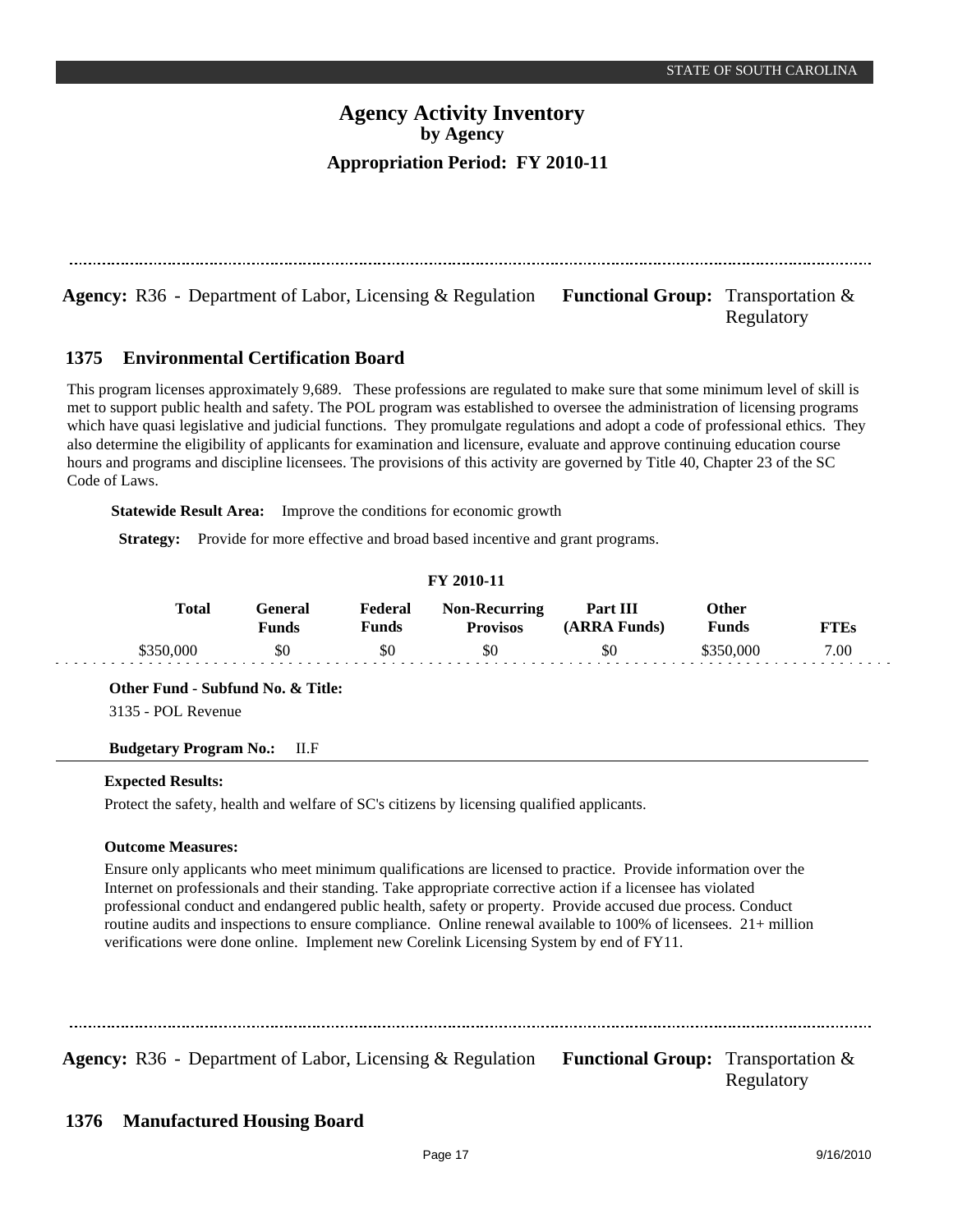**Agency:** R36 - Department of Labor, Licensing & Regulation **Functional Group:** Transportation & Regulatory

## 1375 Environmental Certification Board

This program licenses approximately 9,689. These professions are regulated to make sure that some minimum level of skill is met to support public health and safety. The POL program was established to oversee the administration of licensing programs which have quasi legislative and judicial functions. They promulgate regulations and adopt a code of professional ethics. They also determine the eligibility of applicants for examination and licensure, evaluate and approve continuing education course hours and programs and discipline licensees. The provisions of this activity are governed by Title 40, Chapter 23 of the SC Code of Laws.

**Statewide Result Area:** Improve the conditions for economic growth

**Strategy:** Provide for more effective and broad based incentive and grant programs.

**FY 2010-11**

| Total | General Funds | Federal Funds | Non-Recurring Provisos | Part III (ARRA Funds) | Other Funds | FTEs |
|---|---|---|---|---|---|---|
| $350,000 | $0 | $0 | $0 | $0 | $350,000 | 7.00 |

**Other Fund - Subfund No. & Title:**

3135 - POL Revenue

**Budgetary Program No.:** II.F

**Expected Results:**

Protect the safety, health and welfare of SC's citizens by licensing qualified applicants.

**Outcome Measures:**

Ensure only applicants who meet minimum qualifications are licensed to practice. Provide information over the Internet on professionals and their standing. Take appropriate corrective action if a licensee has violated professional conduct and endangered public health, safety or property. Provide accused due process. Conduct routine audits and inspections to ensure compliance. Online renewal available to 100% of licensees. 21+ million verifications were done online. Implement new Corelink Licensing System by end of FY11.

---

**Agency:** R36 - Department of Labor, Licensing & Regulation **Functional Group:** Transportation & Regulatory

## 1376 Manufactured Housing Board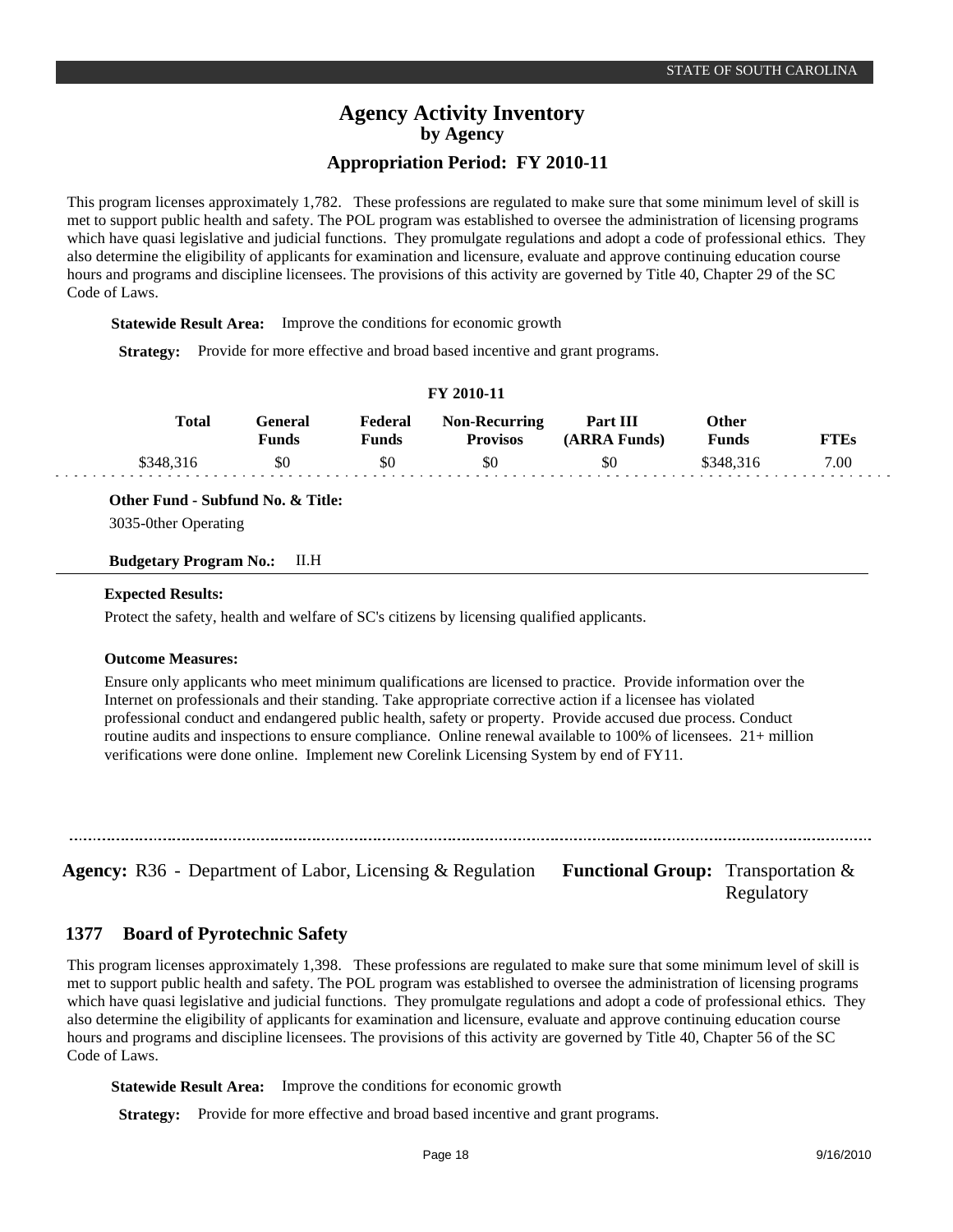This program licenses approximately 1,782. These professions are regulated to make sure that some minimum level of skill is met to support public health and safety. The POL program was established to oversee the administration of licensing programs which have quasi legislative and judicial functions. They promulgate regulations and adopt a code of professional ethics. They also determine the eligibility of applicants for examination and licensure, evaluate and approve continuing education course hours and programs and discipline licensees. The provisions of this activity are governed by Title 40, Chapter 29 of the SC Code of Laws.

**Statewide Result Area:** Improve the conditions for economic growth

**Strategy:** Provide for more effective and broad based incentive and grant programs.

**FY 2010-11**

| Total | General Funds | Federal Funds | Non-Recurring Provisos | Part III (ARRA Funds) | Other Funds | FTEs |
|---|---|---|---|---|---|---|
| $348,316 | $0 | $0 | $0 | $0 | $348,316 | 7.00 |

**Other Fund - Subfund No. & Title:**

3035-0ther Operating

**Budgetary Program No.:** II.H

**Expected Results:**

Protect the safety, health and welfare of SC's citizens by licensing qualified applicants.

**Outcome Measures:**

Ensure only applicants who meet minimum qualifications are licensed to practice. Provide information over the Internet on professionals and their standing. Take appropriate corrective action if a licensee has violated professional conduct and endangered public health, safety or property. Provide accused due process. Conduct routine audits and inspections to ensure compliance. Online renewal available to 100% of licensees. 21+ million verifications were done online. Implement new Corelink Licensing System by end of FY11.

---

**Agency:** R36 - Department of Labor, Licensing & Regulation **Functional Group:** Transportation & Regulatory

## 1377 Board of Pyrotechnic Safety

This program licenses approximately 1,398. These professions are regulated to make sure that some minimum level of skill is met to support public health and safety. The POL program was established to oversee the administration of licensing programs which have quasi legislative and judicial functions. They promulgate regulations and adopt a code of professional ethics. They also determine the eligibility of applicants for examination and licensure, evaluate and approve continuing education course hours and programs and discipline licensees. The provisions of this activity are governed by Title 40, Chapter 56 of the SC Code of Laws.

**Statewide Result Area:** Improve the conditions for economic growth

**Strategy:** Provide for more effective and broad based incentive and grant programs.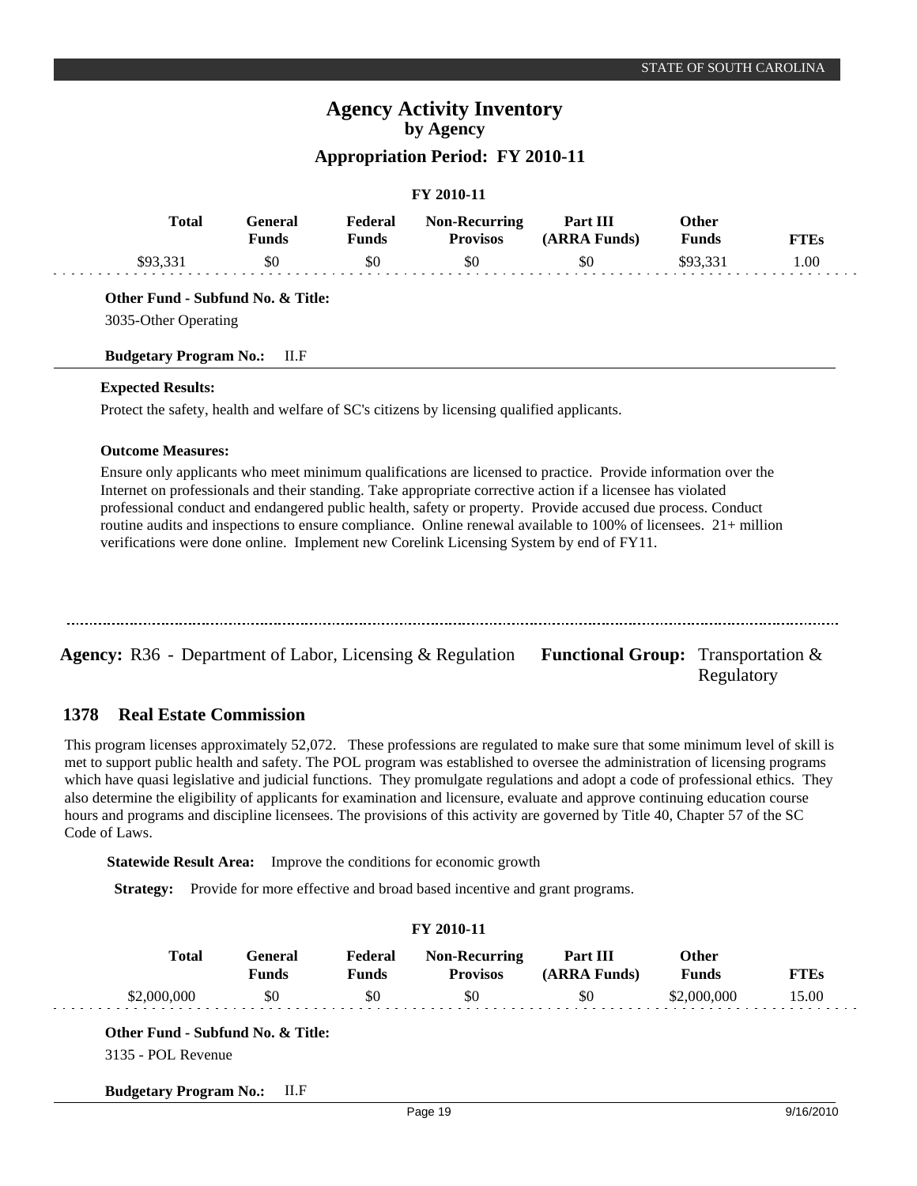**FY 2010-11**

| Total | General Funds | Federal Funds | Non-Recurring Provisos | Part III (ARRA Funds) | Other Funds | FTEs |
|---|---|---|---|---|---|---|
| $93,331 | $0 | $0 | $0 | $0 | $93,331 | 1.00 |

**Other Fund - Subfund No. & Title:**

3035-Other Operating

**Budgetary Program No.:** II.F

**Expected Results:**

Protect the safety, health and welfare of SC's citizens by licensing qualified applicants.

**Outcome Measures:**

Ensure only applicants who meet minimum qualifications are licensed to practice. Provide information over the Internet on professionals and their standing. Take appropriate corrective action if a licensee has violated professional conduct and endangered public health, safety or property. Provide accused due process. Conduct routine audits and inspections to ensure compliance. Online renewal available to 100% of licensees. 21+ million verifications were done online. Implement new Corelink Licensing System by end of FY11.

---

**Agency:** R36 - Department of Labor, Licensing & Regulation **Functional Group:** Transportation & Regulatory

## 1378 Real Estate Commission

This program licenses approximately 52,072. These professions are regulated to make sure that some minimum level of skill is met to support public health and safety. The POL program was established to oversee the administration of licensing programs which have quasi legislative and judicial functions. They promulgate regulations and adopt a code of professional ethics. They also determine the eligibility of applicants for examination and licensure, evaluate and approve continuing education course hours and programs and discipline licensees. The provisions of this activity are governed by Title 40, Chapter 57 of the SC Code of Laws.

**Statewide Result Area:** Improve the conditions for economic growth

**Strategy:** Provide for more effective and broad based incentive and grant programs.

**FY 2010-11**

| Total | General Funds | Federal Funds | Non-Recurring Provisos | Part III (ARRA Funds) | Other Funds | FTEs |
|---|---|---|---|---|---|---|
| $2,000,000 | $0 | $0 | $0 | $0 | $2,000,000 | 15.00 |

**Other Fund - Subfund No. & Title:**

3135 - POL Revenue

**Budgetary Program No.:** II.F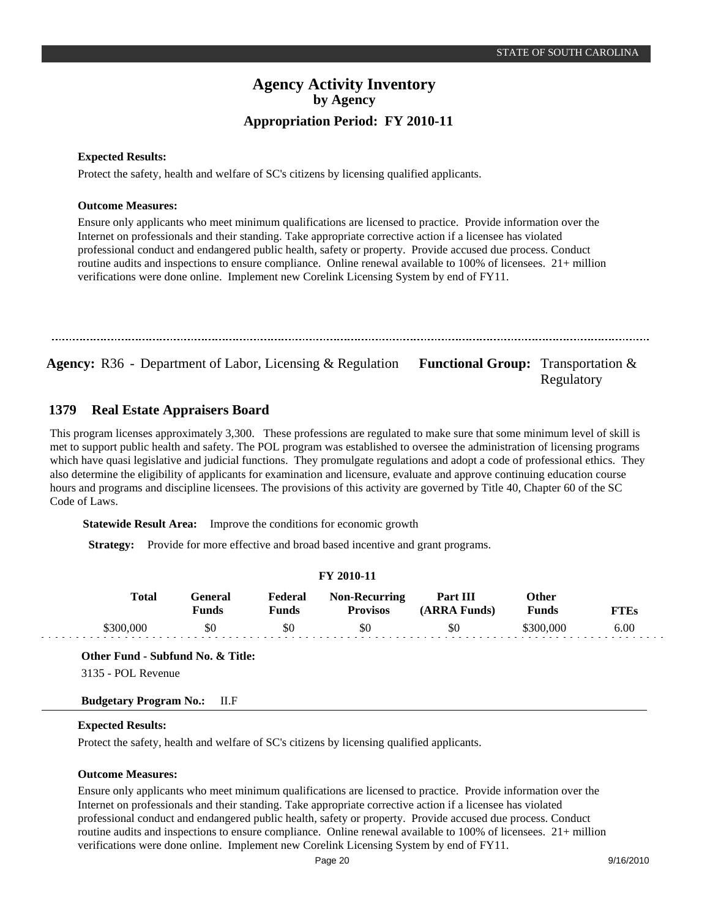**Expected Results:**

Protect the safety, health and welfare of SC's citizens by licensing qualified applicants.

**Outcome Measures:**

Ensure only applicants who meet minimum qualifications are licensed to practice. Provide information over the Internet on professionals and their standing. Take appropriate corrective action if a licensee has violated professional conduct and endangered public health, safety or property. Provide accused due process. Conduct routine audits and inspections to ensure compliance. Online renewal available to 100% of licensees. 21+ million verifications were done online. Implement new Corelink Licensing System by end of FY11.

---

**Agency:** R36 - Department of Labor, Licensing & Regulation **Functional Group:** Transportation & Regulatory

## 1379 Real Estate Appraisers Board

This program licenses approximately 3,300. These professions are regulated to make sure that some minimum level of skill is met to support public health and safety. The POL program was established to oversee the administration of licensing programs which have quasi legislative and judicial functions. They promulgate regulations and adopt a code of professional ethics. They also determine the eligibility of applicants for examination and licensure, evaluate and approve continuing education course hours and programs and discipline licensees. The provisions of this activity are governed by Title 40, Chapter 60 of the SC Code of Laws.

**Statewide Result Area:** Improve the conditions for economic growth

**Strategy:** Provide for more effective and broad based incentive and grant programs.

**FY 2010-11**

| Total | General Funds | Federal Funds | Non-Recurring Provisos | Part III (ARRA Funds) | Other Funds | FTEs |
|---|---|---|---|---|---|---|
| \$300,000 | \$0 | \$0 | \$0 | \$0 | \$300,000 | 6.00 |

**Other Fund - Subfund No. & Title:**

3135 - POL Revenue

**Budgetary Program No.:** II.F

**Expected Results:**

Protect the safety, health and welfare of SC's citizens by licensing qualified applicants.

**Outcome Measures:**

Ensure only applicants who meet minimum qualifications are licensed to practice. Provide information over the Internet on professionals and their standing. Take appropriate corrective action if a licensee has violated professional conduct and endangered public health, safety or property. Provide accused due process. Conduct routine audits and inspections to ensure compliance. Online renewal available to 100% of licensees. 21+ million verifications were done online. Implement new Corelink Licensing System by end of FY11.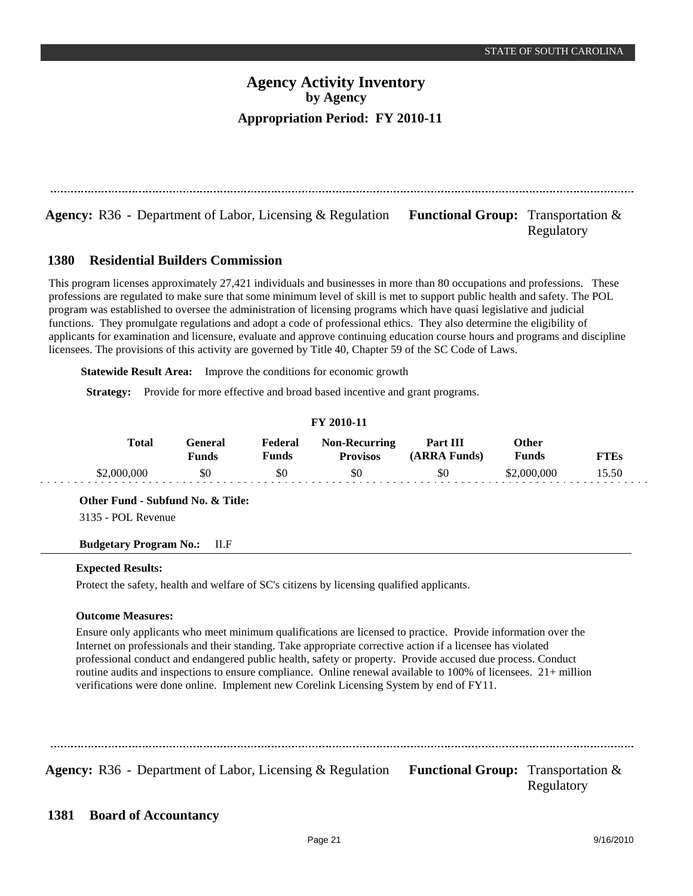STATE OF SOUTH CAROLINA

# Agency Activity Inventory
### by Agency
### Appropriation Period: FY 2010-11

---

**Agency:** R36 - Department of Labor, Licensing & Regulation **Functional Group:** Transportation & Regulatory

## 1380 Residential Builders Commission

This program licenses approximately 27,421 individuals and businesses in more than 80 occupations and professions. These professions are regulated to make sure that some minimum level of skill is met to support public health and safety. The POL program was established to oversee the administration of licensing programs which have quasi legislative and judicial functions. They promulgate regulations and adopt a code of professional ethics. They also determine the eligibility of applicants for examination and licensure, evaluate and approve continuing education course hours and programs and discipline licensees. The provisions of this activity are governed by Title 40, Chapter 59 of the SC Code of Laws.

**Statewide Result Area:** Improve the conditions for economic growth

**Strategy:** Provide for more effective and broad based incentive and grant programs.

**FY 2010-11**

| Total | General Funds | Federal Funds | Non-Recurring Provisos | Part III (ARRA Funds) | Other Funds | FTEs |
|---|---|---|---|---|---|---|
| \$2,000,000 | \$0 | \$0 | \$0 | \$0 | \$2,000,000 | 15.50 |

**Other Fund - Subfund No. & Title:**
3135 - POL Revenue

**Budgetary Program No.:** II.F

**Expected Results:**

Protect the safety, health and welfare of SC's citizens by licensing qualified applicants.

**Outcome Measures:**

Ensure only applicants who meet minimum qualifications are licensed to practice. Provide information over the Internet on professionals and their standing. Take appropriate corrective action if a licensee has violated professional conduct and endangered public health, safety or property. Provide accused due process. Conduct routine audits and inspections to ensure compliance. Online renewal available to 100% of licensees. 21+ million verifications were done online. Implement new Corelink Licensing System by end of FY11.

---

**Agency:** R36 - Department of Labor, Licensing & Regulation **Functional Group:** Transportation & Regulatory

## 1381 Board of Accountancy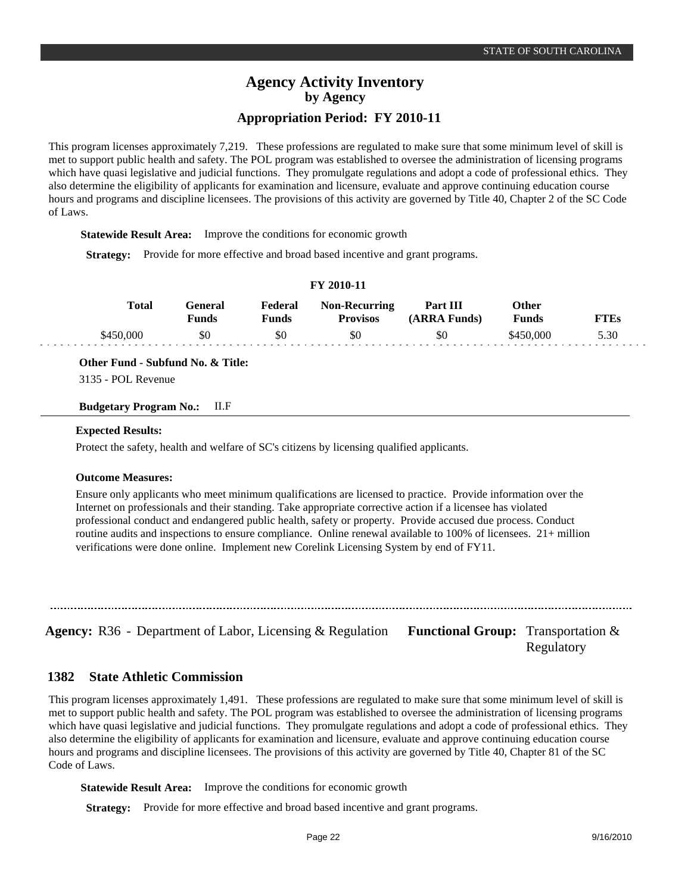This program licenses approximately 7,219. These professions are regulated to make sure that some minimum level of skill is met to support public health and safety. The POL program was established to oversee the administration of licensing programs which have quasi legislative and judicial functions. They promulgate regulations and adopt a code of professional ethics. They also determine the eligibility of applicants for examination and licensure, evaluate and approve continuing education course hours and programs and discipline licensees. The provisions of this activity are governed by Title 40, Chapter 2 of the SC Code of Laws.

**Statewide Result Area:** Improve the conditions for economic growth

**Strategy:** Provide for more effective and broad based incentive and grant programs.

**FY 2010-11**

| Total | General Funds | Federal Funds | Non-Recurring Provisos | Part III (ARRA Funds) | Other Funds | FTEs |
|---|---|---|---|---|---|---|
| $450,000 | $0 | $0 | $0 | $0 | $450,000 | 5.30 |

**Other Fund - Subfund No. & Title:**

3135 - POL Revenue

**Budgetary Program No.:** II.F

**Expected Results:**

Protect the safety, health and welfare of SC's citizens by licensing qualified applicants.

**Outcome Measures:**

Ensure only applicants who meet minimum qualifications are licensed to practice. Provide information over the Internet on professionals and their standing. Take appropriate corrective action if a licensee has violated professional conduct and endangered public health, safety or property. Provide accused due process. Conduct routine audits and inspections to ensure compliance. Online renewal available to 100% of licensees. 21+ million verifications were done online. Implement new Corelink Licensing System by end of FY11.

---

**Agency:** R36 - Department of Labor, Licensing & Regulation **Functional Group:** Transportation & Regulatory

## 1382 State Athletic Commission

This program licenses approximately 1,491. These professions are regulated to make sure that some minimum level of skill is met to support public health and safety. The POL program was established to oversee the administration of licensing programs which have quasi legislative and judicial functions. They promulgate regulations and adopt a code of professional ethics. They also determine the eligibility of applicants for examination and licensure, evaluate and approve continuing education course hours and programs and discipline licensees. The provisions of this activity are governed by Title 40, Chapter 81 of the SC Code of Laws.

**Statewide Result Area:** Improve the conditions for economic growth

**Strategy:** Provide for more effective and broad based incentive and grant programs.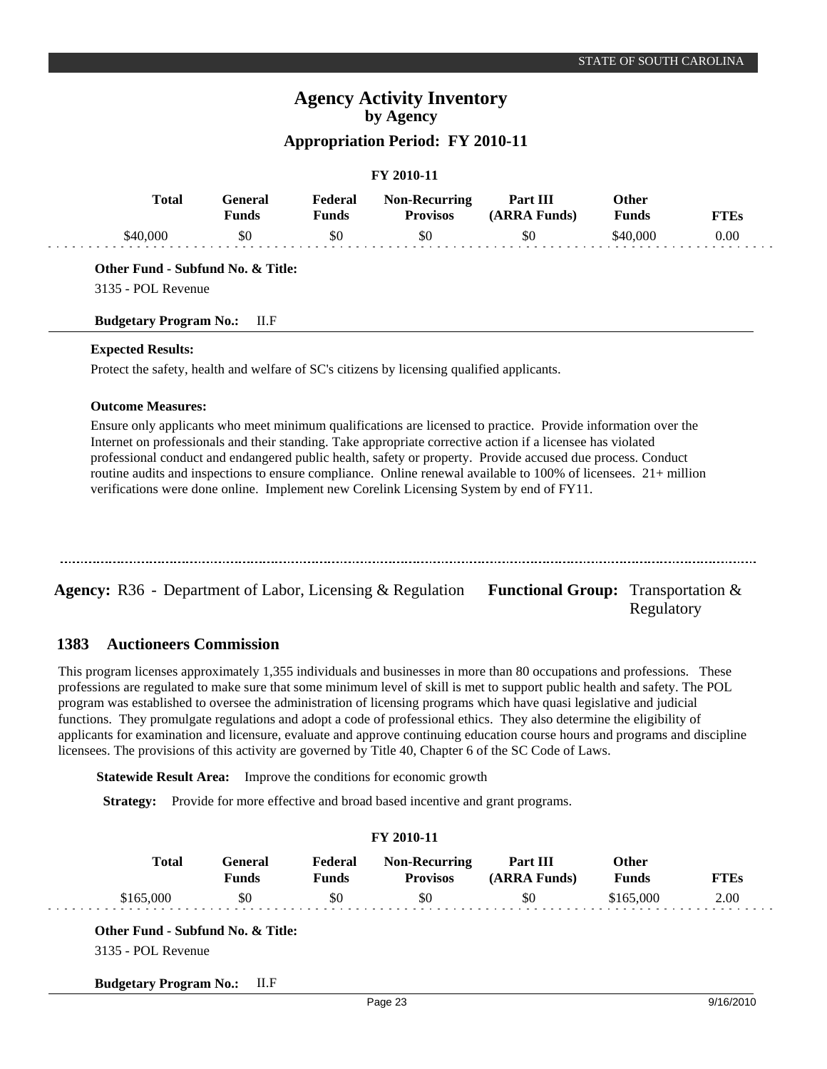# Agency Activity Inventory
## by Agency
### Appropriation Period: FY 2010-11

**FY 2010-11**

| Total | General Funds | Federal Funds | Non-Recurring Provisos | Part III (ARRA Funds) | Other Funds | FTEs |
|---|---|---|---|---|---|---|
| $40,000 | $0 | $0 | $0 | $0 | $40,000 | 0.00 |

**Other Fund - Subfund No. & Title:**

3135 - POL Revenue

**Budgetary Program No.:** II.F

**Expected Results:**

Protect the safety, health and welfare of SC's citizens by licensing qualified applicants.

**Outcome Measures:**

Ensure only applicants who meet minimum qualifications are licensed to practice. Provide information over the Internet on professionals and their standing. Take appropriate corrective action if a licensee has violated professional conduct and endangered public health, safety or property. Provide accused due process. Conduct routine audits and inspections to ensure compliance. Online renewal available to 100% of licensees. 21+ million verifications were done online. Implement new Corelink Licensing System by end of FY11.

---

**Agency:** R36 - Department of Labor, Licensing & Regulation **Functional Group:** Transportation & Regulatory

## 1383 Auctioneers Commission

This program licenses approximately 1,355 individuals and businesses in more than 80 occupations and professions. These professions are regulated to make sure that some minimum level of skill is met to support public health and safety. The POL program was established to oversee the administration of licensing programs which have quasi legislative and judicial functions. They promulgate regulations and adopt a code of professional ethics. They also determine the eligibility of applicants for examination and licensure, evaluate and approve continuing education course hours and programs and discipline licensees. The provisions of this activity are governed by Title 40, Chapter 6 of the SC Code of Laws.

**Statewide Result Area:** Improve the conditions for economic growth

**Strategy:** Provide for more effective and broad based incentive and grant programs.

**FY 2010-11**

| Total | General Funds | Federal Funds | Non-Recurring Provisos | Part III (ARRA Funds) | Other Funds | FTEs |
|---|---|---|---|---|---|---|
| $165,000 | $0 | $0 | $0 | $0 | $165,000 | 2.00 |

**Other Fund - Subfund No. & Title:**

3135 - POL Revenue

**Budgetary Program No.:** II.F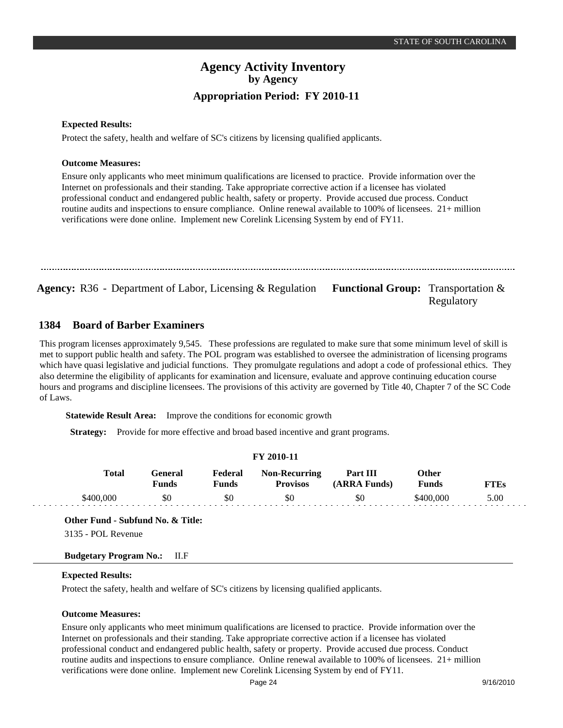**Expected Results:**

Protect the safety, health and welfare of SC's citizens by licensing qualified applicants.

**Outcome Measures:**

Ensure only applicants who meet minimum qualifications are licensed to practice. Provide information over the Internet on professionals and their standing. Take appropriate corrective action if a licensee has violated professional conduct and endangered public health, safety or property. Provide accused due process. Conduct routine audits and inspections to ensure compliance. Online renewal available to 100% of licensees. 21+ million verifications were done online. Implement new Corelink Licensing System by end of FY11.

---

**Agency:** R36 - Department of Labor, Licensing & Regulation **Functional Group:** Transportation & Regulatory

## 1384 Board of Barber Examiners

This program licenses approximately 9,545. These professions are regulated to make sure that some minimum level of skill is met to support public health and safety. The POL program was established to oversee the administration of licensing programs which have quasi legislative and judicial functions. They promulgate regulations and adopt a code of professional ethics. They also determine the eligibility of applicants for examination and licensure, evaluate and approve continuing education course hours and programs and discipline licensees. The provisions of this activity are governed by Title 40, Chapter 7 of the SC Code of Laws.

**Statewide Result Area:** Improve the conditions for economic growth

**Strategy:** Provide for more effective and broad based incentive and grant programs.

**FY 2010-11**

| Total | General Funds | Federal Funds | Non-Recurring Provisos | Part III (ARRA Funds) | Other Funds | FTEs |
|---|---|---|---|---|---|---|
| $400,000 | $0 | $0 | $0 | $0 | $400,000 | 5.00 |

**Other Fund - Subfund No. & Title:**

3135 - POL Revenue

**Budgetary Program No.:** II.F

**Expected Results:**

Protect the safety, health and welfare of SC's citizens by licensing qualified applicants.

**Outcome Measures:**

Ensure only applicants who meet minimum qualifications are licensed to practice. Provide information over the Internet on professionals and their standing. Take appropriate corrective action if a licensee has violated professional conduct and endangered public health, safety or property. Provide accused due process. Conduct routine audits and inspections to ensure compliance. Online renewal available to 100% of licensees. 21+ million verifications were done online. Implement new Corelink Licensing System by end of FY11.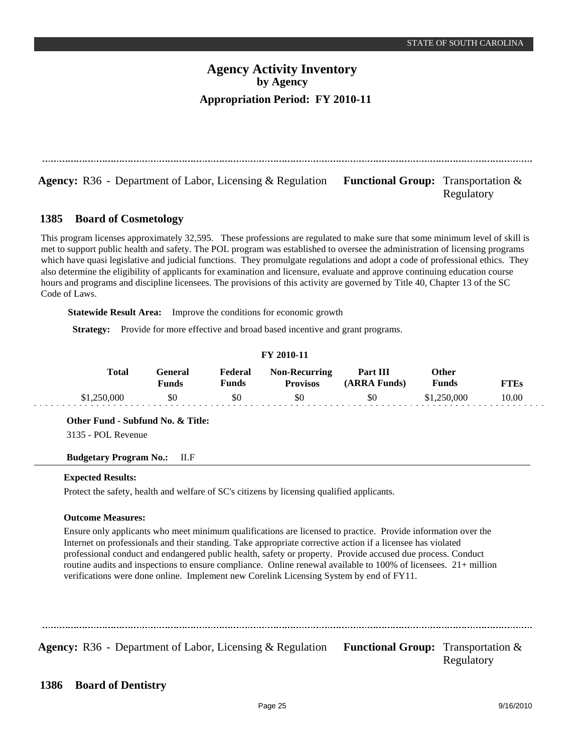**Agency:** R36 - Department of Labor, Licensing & Regulation **Functional Group:** Transportation & Regulatory

## 1385 Board of Cosmetology

This program licenses approximately 32,595. These professions are regulated to make sure that some minimum level of skill is met to support public health and safety. The POL program was established to oversee the administration of licensing programs which have quasi legislative and judicial functions. They promulgate regulations and adopt a code of professional ethics. They also determine the eligibility of applicants for examination and licensure, evaluate and approve continuing education course hours and programs and discipline licensees. The provisions of this activity are governed by Title 40, Chapter 13 of the SC Code of Laws.

**Statewide Result Area:** Improve the conditions for economic growth

**Strategy:** Provide for more effective and broad based incentive and grant programs.

**FY 2010-11**

| Total | General Funds | Federal Funds | Non-Recurring Provisos | Part III (ARRA Funds) | Other Funds | FTEs |
|---|---|---|---|---|---|---|
| $1,250,000 | $0 | $0 | $0 | $0 | $1,250,000 | 10.00 |

**Other Fund - Subfund No. & Title:**

3135 - POL Revenue

**Budgetary Program No.:** II.F

**Expected Results:**

Protect the safety, health and welfare of SC's citizens by licensing qualified applicants.

**Outcome Measures:**

Ensure only applicants who meet minimum qualifications are licensed to practice. Provide information over the Internet on professionals and their standing. Take appropriate corrective action if a licensee has violated professional conduct and endangered public health, safety or property. Provide accused due process. Conduct routine audits and inspections to ensure compliance. Online renewal available to 100% of licensees. 21+ million verifications were done online. Implement new Corelink Licensing System by end of FY11.

**Agency:** R36 - Department of Labor, Licensing & Regulation **Functional Group:** Transportation & Regulatory

## 1386 Board of Dentistry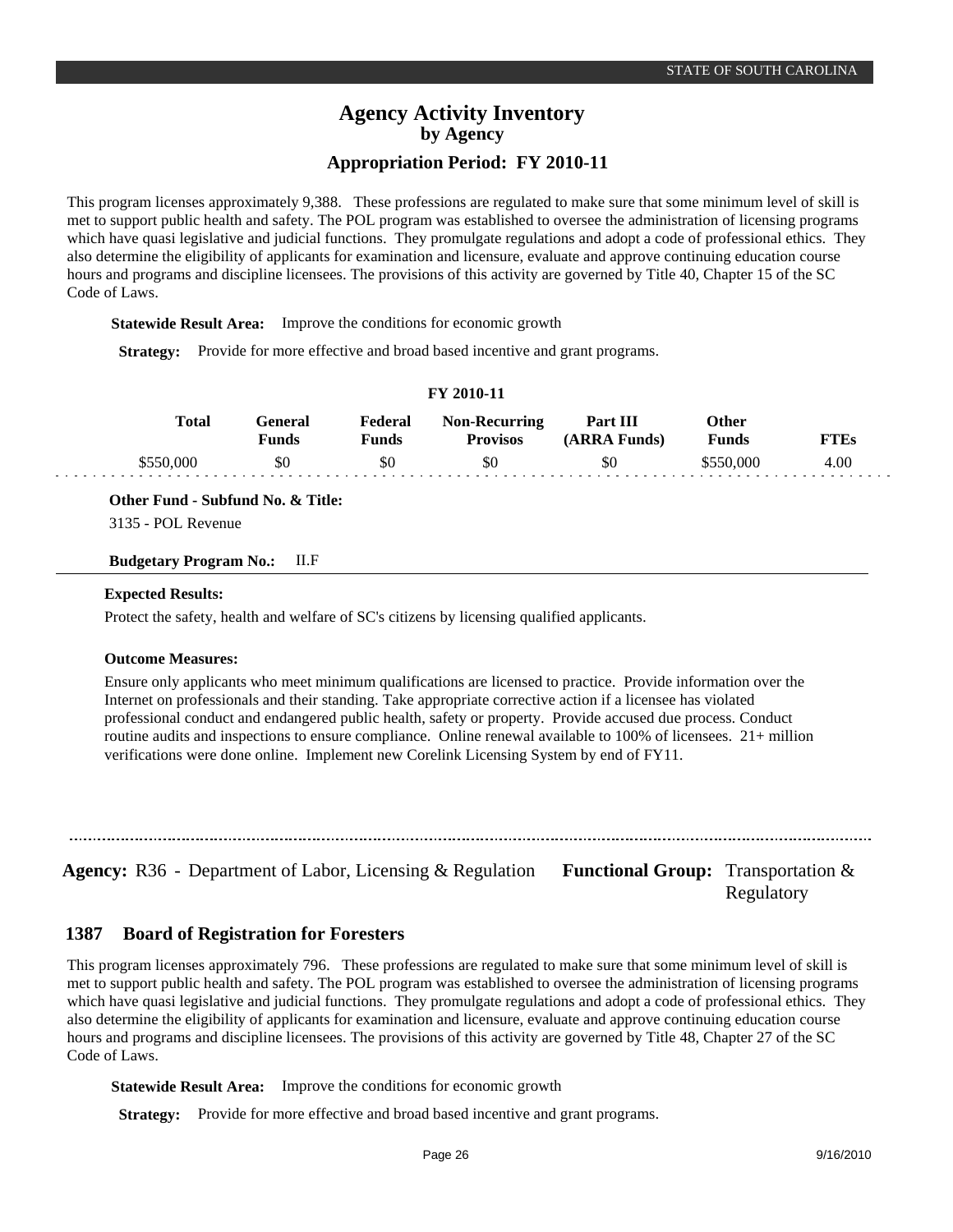This program licenses approximately 9,388. These professions are regulated to make sure that some minimum level of skill is met to support public health and safety. The POL program was established to oversee the administration of licensing programs which have quasi legislative and judicial functions. They promulgate regulations and adopt a code of professional ethics. They also determine the eligibility of applicants for examination and licensure, evaluate and approve continuing education course hours and programs and discipline licensees. The provisions of this activity are governed by Title 40, Chapter 15 of the SC Code of Laws.

**Statewide Result Area:** Improve the conditions for economic growth

**Strategy:** Provide for more effective and broad based incentive and grant programs.

**FY 2010-11**

| Total | General Funds | Federal Funds | Non-Recurring Provisos | Part III (ARRA Funds) | Other Funds | FTEs |
|---|---|---|---|---|---|---|
| $550,000 | $0 | $0 | $0 | $0 | $550,000 | 4.00 |

**Other Fund - Subfund No. & Title:**

3135 - POL Revenue

**Budgetary Program No.:** II.F

**Expected Results:**

Protect the safety, health and welfare of SC's citizens by licensing qualified applicants.

**Outcome Measures:**

Ensure only applicants who meet minimum qualifications are licensed to practice. Provide information over the Internet on professionals and their standing. Take appropriate corrective action if a licensee has violated professional conduct and endangered public health, safety or property. Provide accused due process. Conduct routine audits and inspections to ensure compliance. Online renewal available to 100% of licensees. 21+ million verifications were done online. Implement new Corelink Licensing System by end of FY11.

---

**Agency:** R36 - Department of Labor, Licensing & Regulation **Functional Group:** Transportation & Regulatory

## 1387 Board of Registration for Foresters

This program licenses approximately 796. These professions are regulated to make sure that some minimum level of skill is met to support public health and safety. The POL program was established to oversee the administration of licensing programs which have quasi legislative and judicial functions. They promulgate regulations and adopt a code of professional ethics. They also determine the eligibility of applicants for examination and licensure, evaluate and approve continuing education course hours and programs and discipline licensees. The provisions of this activity are governed by Title 48, Chapter 27 of the SC Code of Laws.

**Statewide Result Area:** Improve the conditions for economic growth

**Strategy:** Provide for more effective and broad based incentive and grant programs.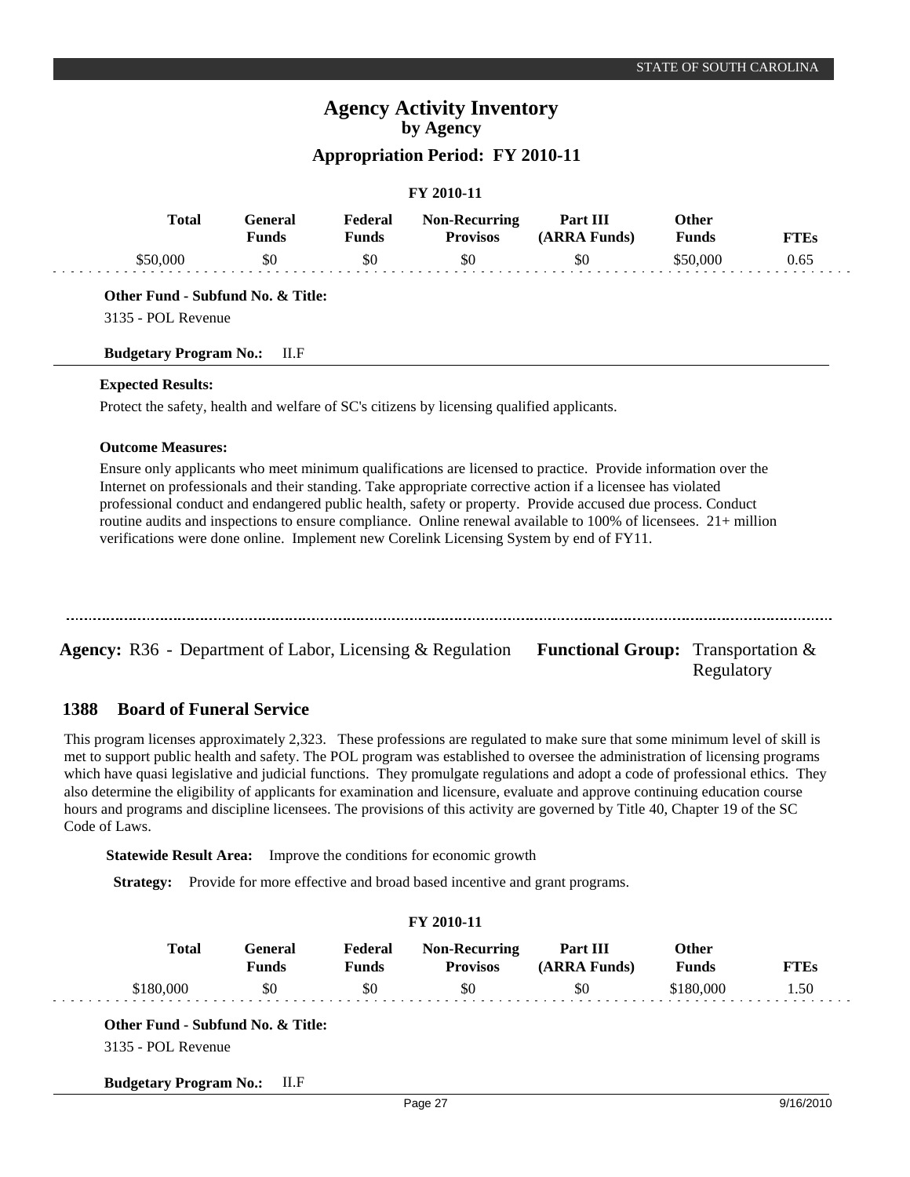# Agency Activity Inventory
## by Agency
### Appropriation Period: FY 2010-11

**FY 2010-11**

| Total | General Funds | Federal Funds | Non-Recurring Provisos | Part III (ARRA Funds) | Other Funds | FTEs |
|---|---|---|---|---|---|---|
| $50,000 | $0 | $0 | $0 | $0 | $50,000 | 0.65 |

**Other Fund - Subfund No. & Title:**

3135 - POL Revenue

**Budgetary Program No.:** II.F

**Expected Results:**

Protect the safety, health and welfare of SC's citizens by licensing qualified applicants.

**Outcome Measures:**

Ensure only applicants who meet minimum qualifications are licensed to practice. Provide information over the Internet on professionals and their standing. Take appropriate corrective action if a licensee has violated professional conduct and endangered public health, safety or property. Provide accused due process. Conduct routine audits and inspections to ensure compliance. Online renewal available to 100% of licensees. 21+ million verifications were done online. Implement new Corelink Licensing System by end of FY11.

---

**Agency:** R36 - Department of Labor, Licensing & Regulation **Functional Group:** Transportation & Regulatory

### 1388 Board of Funeral Service

This program licenses approximately 2,323. These professions are regulated to make sure that some minimum level of skill is met to support public health and safety. The POL program was established to oversee the administration of licensing programs which have quasi legislative and judicial functions. They promulgate regulations and adopt a code of professional ethics. They also determine the eligibility of applicants for examination and licensure, evaluate and approve continuing education course hours and programs and discipline licensees. The provisions of this activity are governed by Title 40, Chapter 19 of the SC Code of Laws.

**Statewide Result Area:** Improve the conditions for economic growth

**Strategy:** Provide for more effective and broad based incentive and grant programs.

**FY 2010-11**

| Total | General Funds | Federal Funds | Non-Recurring Provisos | Part III (ARRA Funds) | Other Funds | FTEs |
|---|---|---|---|---|---|---|
| $180,000 | $0 | $0 | $0 | $0 | $180,000 | 1.50 |

**Other Fund - Subfund No. & Title:**

3135 - POL Revenue

**Budgetary Program No.:** II.F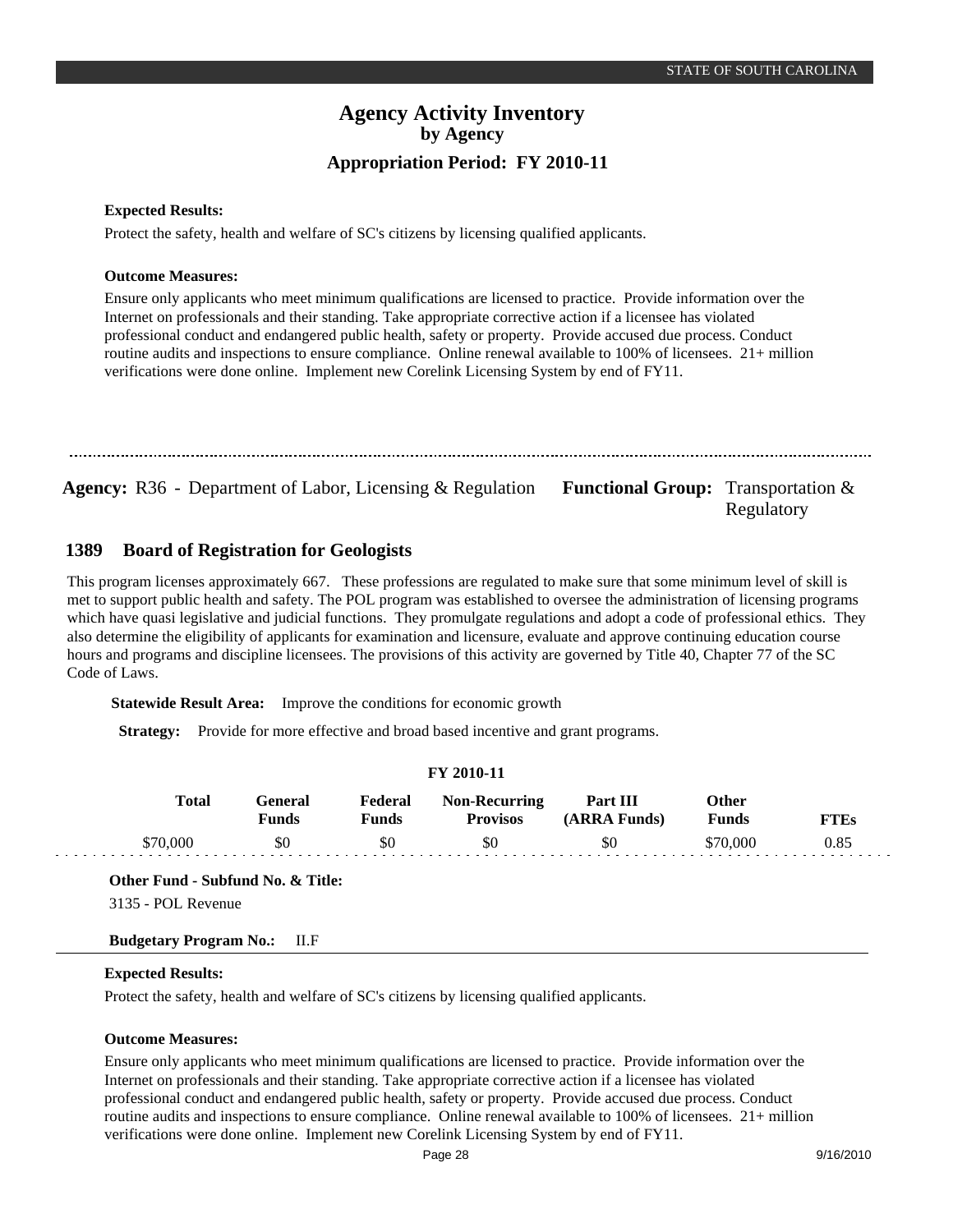**Expected Results:**

Protect the safety, health and welfare of SC's citizens by licensing qualified applicants.

**Outcome Measures:**

Ensure only applicants who meet minimum qualifications are licensed to practice. Provide information over the Internet on professionals and their standing. Take appropriate corrective action if a licensee has violated professional conduct and endangered public health, safety or property. Provide accused due process. Conduct routine audits and inspections to ensure compliance. Online renewal available to 100% of licensees. 21+ million verifications were done online. Implement new Corelink Licensing System by end of FY11.

---

**Agency:** R36 - Department of Labor, Licensing & Regulation **Functional Group:** Transportation & Regulatory

## 1389 Board of Registration for Geologists

This program licenses approximately 667. These professions are regulated to make sure that some minimum level of skill is met to support public health and safety. The POL program was established to oversee the administration of licensing programs which have quasi legislative and judicial functions. They promulgate regulations and adopt a code of professional ethics. They also determine the eligibility of applicants for examination and licensure, evaluate and approve continuing education course hours and programs and discipline licensees. The provisions of this activity are governed by Title 40, Chapter 77 of the SC Code of Laws.

**Statewide Result Area:** Improve the conditions for economic growth

**Strategy:** Provide for more effective and broad based incentive and grant programs.

**FY 2010-11**

| Total | General Funds | Federal Funds | Non-Recurring Provisos | Part III (ARRA Funds) | Other Funds | FTEs |
|---|---|---|---|---|---|---|
| $70,000 | $0 | $0 | $0 | $0 | $70,000 | 0.85 |

**Other Fund - Subfund No. & Title:**

3135 - POL Revenue

**Budgetary Program No.:** II.F

**Expected Results:**

Protect the safety, health and welfare of SC's citizens by licensing qualified applicants.

**Outcome Measures:**

Ensure only applicants who meet minimum qualifications are licensed to practice. Provide information over the Internet on professionals and their standing. Take appropriate corrective action if a licensee has violated professional conduct and endangered public health, safety or property. Provide accused due process. Conduct routine audits and inspections to ensure compliance. Online renewal available to 100% of licensees. 21+ million verifications were done online. Implement new Corelink Licensing System by end of FY11.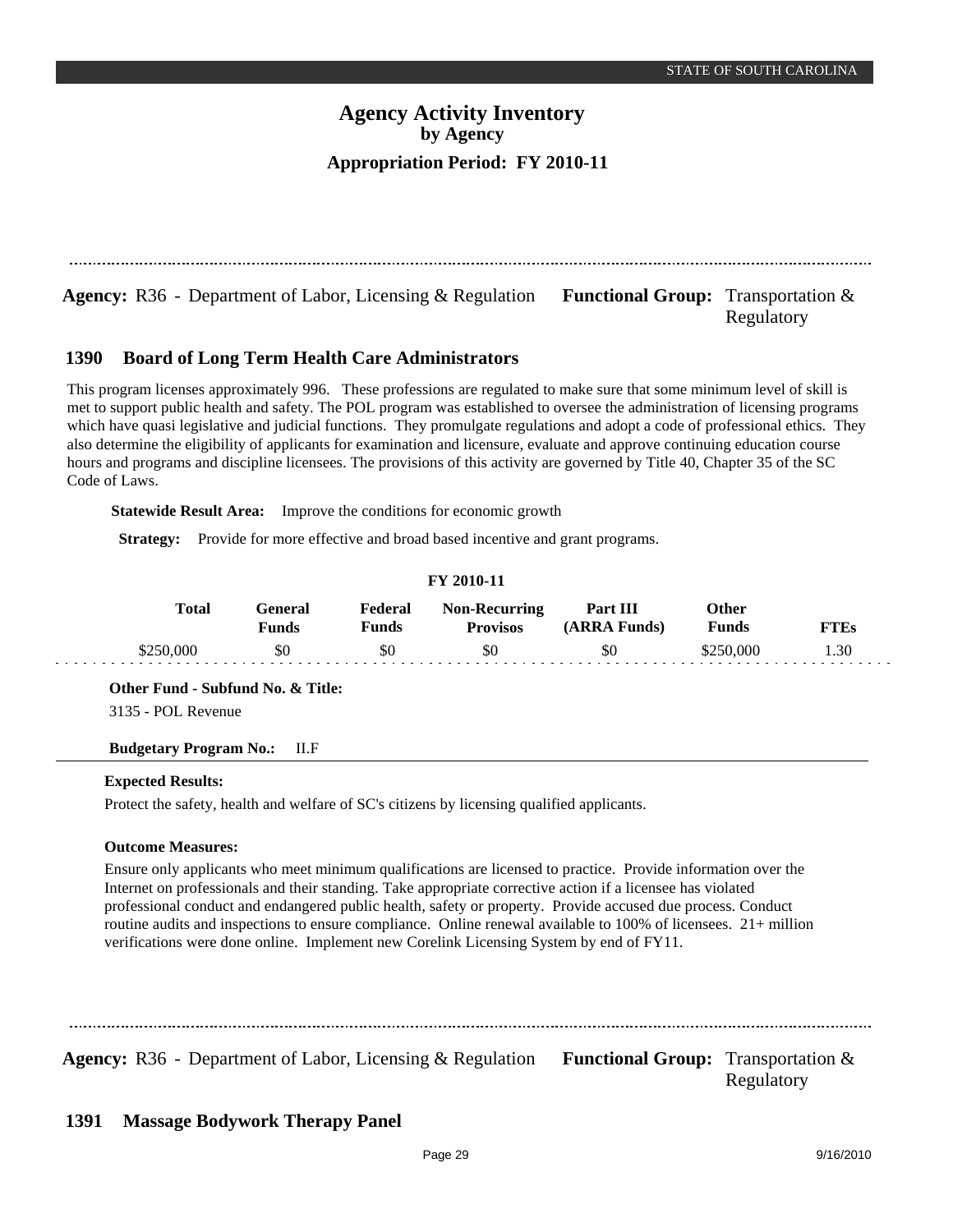**Agency:** R36 - Department of Labor, Licensing & Regulation **Functional Group:** Transportation & Regulatory

## 1390 Board of Long Term Health Care Administrators

This program licenses approximately 996. These professions are regulated to make sure that some minimum level of skill is met to support public health and safety. The POL program was established to oversee the administration of licensing programs which have quasi legislative and judicial functions. They promulgate regulations and adopt a code of professional ethics. They also determine the eligibility of applicants for examination and licensure, evaluate and approve continuing education course hours and programs and discipline licensees. The provisions of this activity are governed by Title 40, Chapter 35 of the SC Code of Laws.

**Statewide Result Area:** Improve the conditions for economic growth

**Strategy:** Provide for more effective and broad based incentive and grant programs.

**FY 2010-11**

| Total | General Funds | Federal Funds | Non-Recurring Provisos | Part III (ARRA Funds) | Other Funds | FTEs |
|---|---|---|---|---|---|---|
| $250,000 | $0 | $0 | $0 | $0 | $250,000 | 1.30 |

**Other Fund - Subfund No. & Title:**

3135 - POL Revenue

**Budgetary Program No.:** II.F

**Expected Results:**

Protect the safety, health and welfare of SC's citizens by licensing qualified applicants.

**Outcome Measures:**

Ensure only applicants who meet minimum qualifications are licensed to practice. Provide information over the Internet on professionals and their standing. Take appropriate corrective action if a licensee has violated professional conduct and endangered public health, safety or property. Provide accused due process. Conduct routine audits and inspections to ensure compliance. Online renewal available to 100% of licensees. 21+ million verifications were done online. Implement new Corelink Licensing System by end of FY11.

---

**Agency:** R36 - Department of Labor, Licensing & Regulation **Functional Group:** Transportation & Regulatory

## 1391 Massage Bodywork Therapy Panel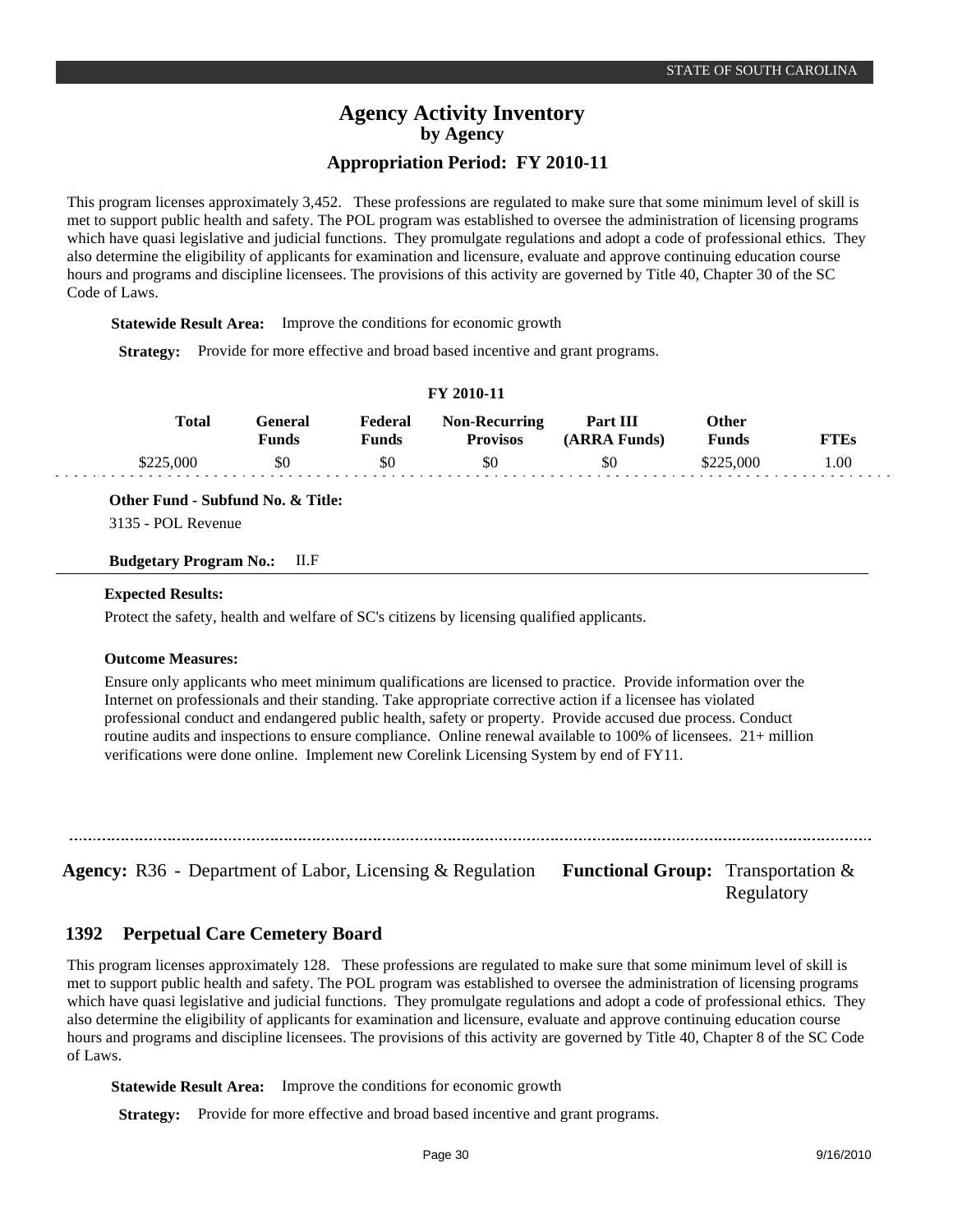This program licenses approximately 3,452. These professions are regulated to make sure that some minimum level of skill is met to support public health and safety. The POL program was established to oversee the administration of licensing programs which have quasi legislative and judicial functions. They promulgate regulations and adopt a code of professional ethics. They also determine the eligibility of applicants for examination and licensure, evaluate and approve continuing education course hours and programs and discipline licensees. The provisions of this activity are governed by Title 40, Chapter 30 of the SC Code of Laws.

**Statewide Result Area:** Improve the conditions for economic growth

**Strategy:** Provide for more effective and broad based incentive and grant programs.

**FY 2010-11**

| Total | General Funds | Federal Funds | Non-Recurring Provisos | Part III (ARRA Funds) | Other Funds | FTEs |
|---|---|---|---|---|---|---|
| $225,000 | $0 | $0 | $0 | $0 | $225,000 | 1.00 |

**Other Fund - Subfund No. & Title:**

3135 - POL Revenue

**Budgetary Program No.:** II.F

**Expected Results:**

Protect the safety, health and welfare of SC's citizens by licensing qualified applicants.

**Outcome Measures:**

Ensure only applicants who meet minimum qualifications are licensed to practice. Provide information over the Internet on professionals and their standing. Take appropriate corrective action if a licensee has violated professional conduct and endangered public health, safety or property. Provide accused due process. Conduct routine audits and inspections to ensure compliance. Online renewal available to 100% of licensees. 21+ million verifications were done online. Implement new Corelink Licensing System by end of FY11.

---

**Agency:** R36 - Department of Labor, Licensing & Regulation **Functional Group:** Transportation & Regulatory

## 1392 Perpetual Care Cemetery Board

This program licenses approximately 128. These professions are regulated to make sure that some minimum level of skill is met to support public health and safety. The POL program was established to oversee the administration of licensing programs which have quasi legislative and judicial functions. They promulgate regulations and adopt a code of professional ethics. They also determine the eligibility of applicants for examination and licensure, evaluate and approve continuing education course hours and programs and discipline licensees. The provisions of this activity are governed by Title 40, Chapter 8 of the SC Code of Laws.

**Statewide Result Area:** Improve the conditions for economic growth

**Strategy:** Provide for more effective and broad based incentive and grant programs.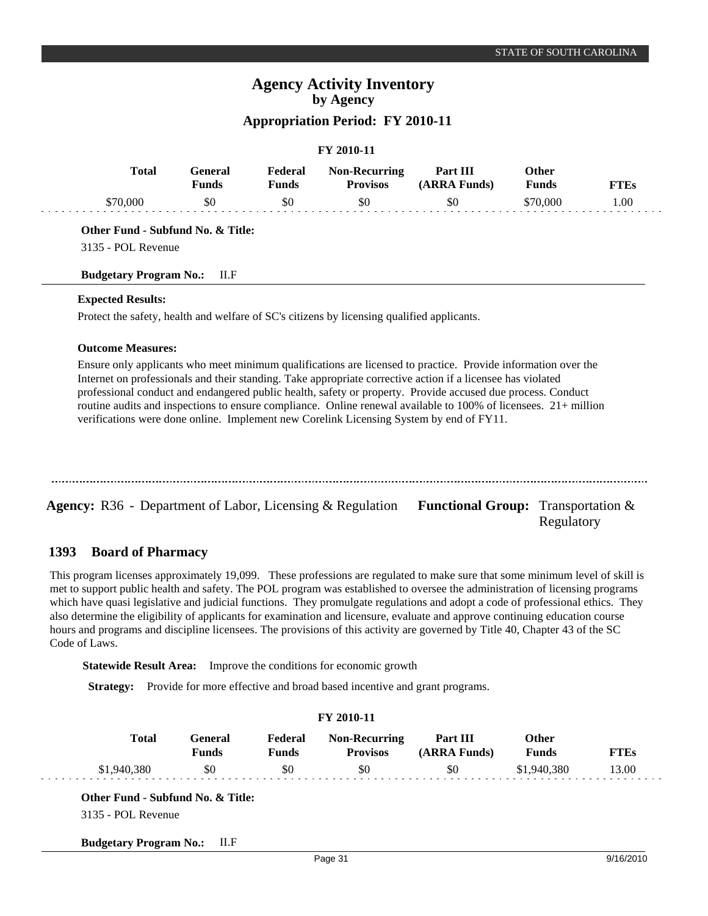| Total | General Funds | Federal Funds | Non-Recurring Provisos | Part III (ARRA Funds) | Other Funds | FTEs |
|---|---|---|---|---|---|---|
| $70,000 | $0 | $0 | $0 | $0 | $70,000 | 1.00 |

**Other Fund - Subfund No. & Title:**

3135 - POL Revenue

**Budgetary Program No.:** II.F

**Expected Results:**

Protect the safety, health and welfare of SC's citizens by licensing qualified applicants.

**Outcome Measures:**

Ensure only applicants who meet minimum qualifications are licensed to practice. Provide information over the Internet on professionals and their standing. Take appropriate corrective action if a licensee has violated professional conduct and endangered public health, safety or property. Provide accused due process. Conduct routine audits and inspections to ensure compliance. Online renewal available to 100% of licensees. 21+ million verifications were done online. Implement new Corelink Licensing System by end of FY11.

---

**Agency:** R36 - Department of Labor, Licensing & Regulation **Functional Group:** Transportation & Regulatory

## 1393 Board of Pharmacy

This program licenses approximately 19,099. These professions are regulated to make sure that some minimum level of skill is met to support public health and safety. The POL program was established to oversee the administration of licensing programs which have quasi legislative and judicial functions. They promulgate regulations and adopt a code of professional ethics. They also determine the eligibility of applicants for examination and licensure, evaluate and approve continuing education course hours and programs and discipline licensees. The provisions of this activity are governed by Title 40, Chapter 43 of the SC Code of Laws.

**Statewide Result Area:** Improve the conditions for economic growth

**Strategy:** Provide for more effective and broad based incentive and grant programs.

**FY 2010-11**

| Total | General Funds | Federal Funds | Non-Recurring Provisos | Part III (ARRA Funds) | Other Funds | FTEs |
|---|---|---|---|---|---|---|
| $1,940,380 | $0 | $0 | $0 | $0 | $1,940,380 | 13.00 |

**Other Fund - Subfund No. & Title:**

3135 - POL Revenue

**Budgetary Program No.:** II.F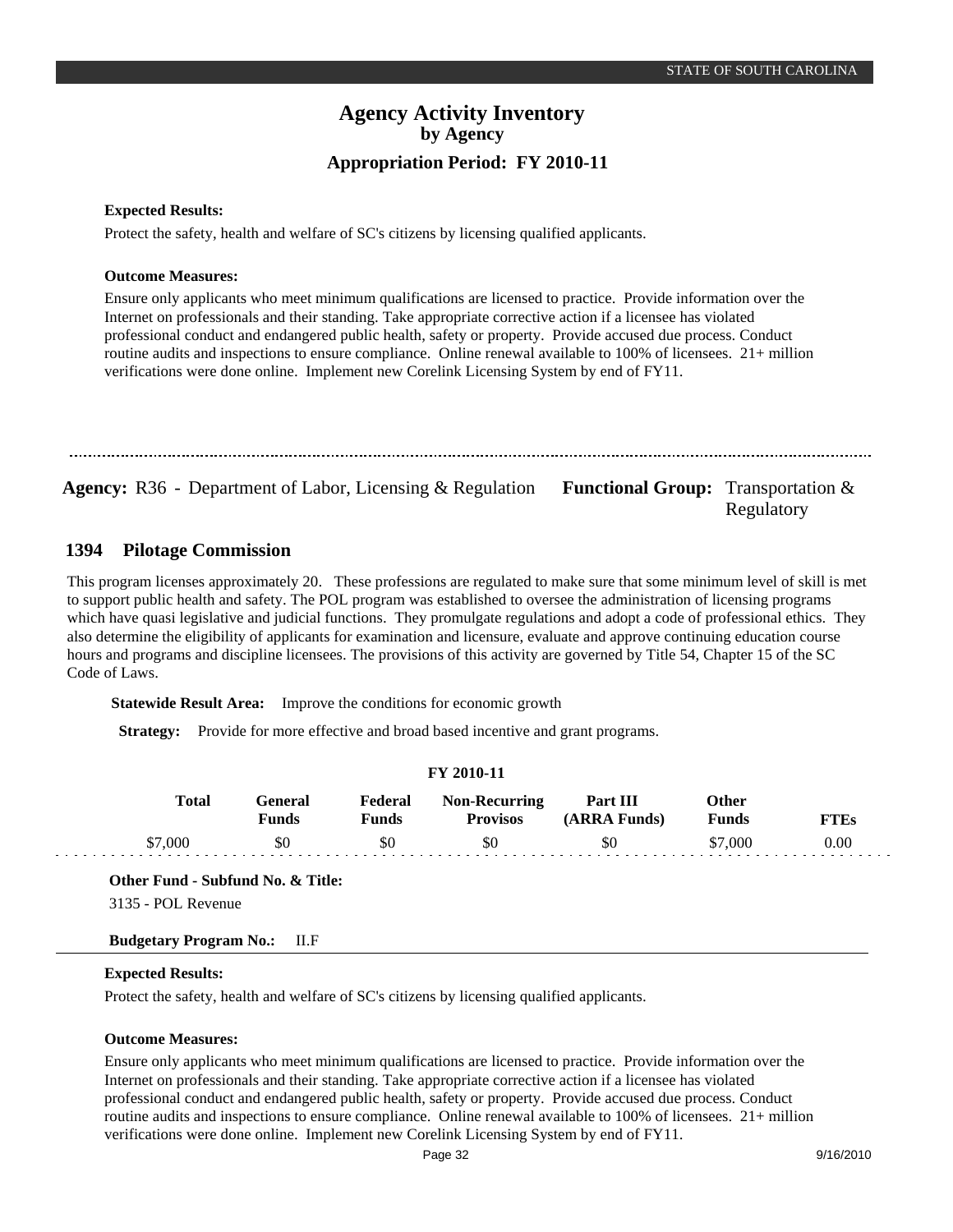**Expected Results:**

Protect the safety, health and welfare of SC's citizens by licensing qualified applicants.

**Outcome Measures:**

Ensure only applicants who meet minimum qualifications are licensed to practice. Provide information over the Internet on professionals and their standing. Take appropriate corrective action if a licensee has violated professional conduct and endangered public health, safety or property. Provide accused due process. Conduct routine audits and inspections to ensure compliance. Online renewal available to 100% of licensees. 21+ million verifications were done online. Implement new Corelink Licensing System by end of FY11.

---

**Agency:** R36 - Department of Labor, Licensing & Regulation **Functional Group:** Transportation & Regulatory

## 1394 Pilotage Commission

This program licenses approximately 20. These professions are regulated to make sure that some minimum level of skill is met to support public health and safety. The POL program was established to oversee the administration of licensing programs which have quasi legislative and judicial functions. They promulgate regulations and adopt a code of professional ethics. They also determine the eligibility of applicants for examination and licensure, evaluate and approve continuing education course hours and programs and discipline licensees. The provisions of this activity are governed by Title 54, Chapter 15 of the SC Code of Laws.

**Statewide Result Area:** Improve the conditions for economic growth

**Strategy:** Provide for more effective and broad based incentive and grant programs.

**FY 2010-11**

| Total | General Funds | Federal Funds | Non-Recurring Provisos | Part III (ARRA Funds) | Other Funds | FTEs |
|---|---|---|---|---|---|---|
| $7,000 | $0 | $0 | $0 | $0 | $7,000 | 0.00 |

**Other Fund - Subfund No. & Title:**

3135 - POL Revenue

**Budgetary Program No.:** II.F

**Expected Results:**

Protect the safety, health and welfare of SC's citizens by licensing qualified applicants.

**Outcome Measures:**

Ensure only applicants who meet minimum qualifications are licensed to practice. Provide information over the Internet on professionals and their standing. Take appropriate corrective action if a licensee has violated professional conduct and endangered public health, safety or property. Provide accused due process. Conduct routine audits and inspections to ensure compliance. Online renewal available to 100% of licensees. 21+ million verifications were done online. Implement new Corelink Licensing System by end of FY11.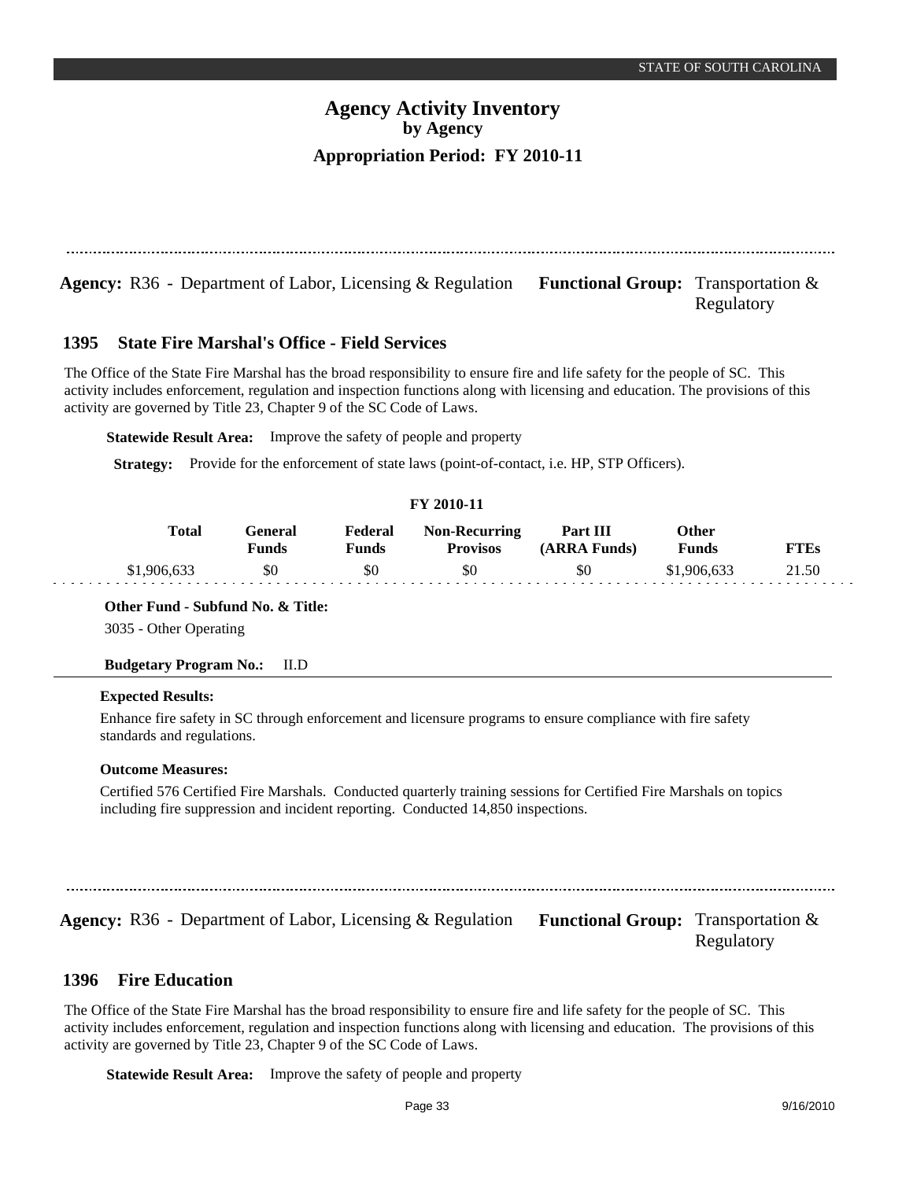# Agency Activity Inventory
## by Agency
### Appropriation Period: FY 2010-11

**Agency:** R36 - Department of Labor, Licensing & Regulation **Functional Group:** Transportation & Regulatory

### 1395 State Fire Marshal's Office - Field Services

The Office of the State Fire Marshal has the broad responsibility to ensure fire and life safety for the people of SC. This activity includes enforcement, regulation and inspection functions along with licensing and education. The provisions of this activity are governed by Title 23, Chapter 9 of the SC Code of Laws.

**Statewide Result Area:** Improve the safety of people and property

**Strategy:** Provide for the enforcement of state laws (point-of-contact, i.e. HP, STP Officers).

**FY 2010-11**

| Total | General Funds | Federal Funds | Non-Recurring Provisos | Part III (ARRA Funds) | Other Funds | FTEs |
|---|---|---|---|---|---|---|
| $1,906,633 | $0 | $0 | $0 | $0 | $1,906,633 | 21.50 |

**Other Fund - Subfund No. & Title:**
3035 - Other Operating

**Budgetary Program No.:** II.D

**Expected Results:**

Enhance fire safety in SC through enforcement and licensure programs to ensure compliance with fire safety standards and regulations.

**Outcome Measures:**

Certified 576 Certified Fire Marshals. Conducted quarterly training sessions for Certified Fire Marshals on topics including fire suppression and incident reporting. Conducted 14,850 inspections.

**Agency:** R36 - Department of Labor, Licensing & Regulation **Functional Group:** Transportation & Regulatory

### 1396 Fire Education

The Office of the State Fire Marshal has the broad responsibility to ensure fire and life safety for the people of SC. This activity includes enforcement, regulation and inspection functions along with licensing and education. The provisions of this activity are governed by Title 23, Chapter 9 of the SC Code of Laws.

**Statewide Result Area:** Improve the safety of people and property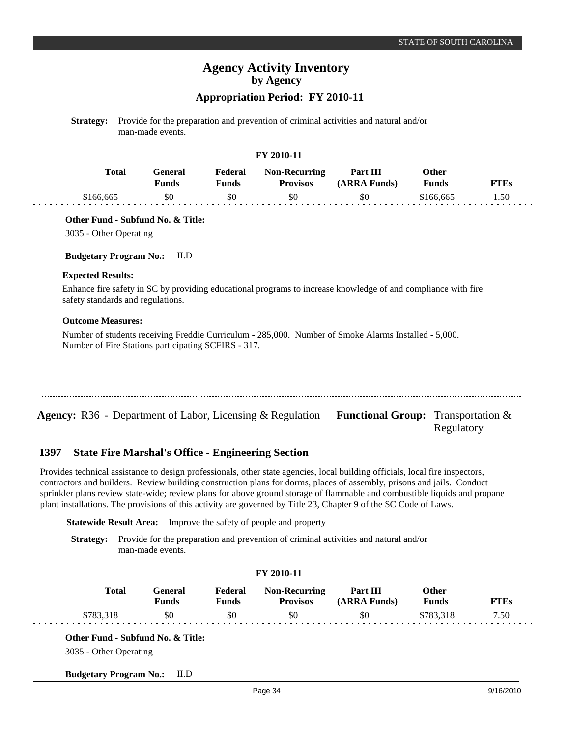**Strategy:** Provide for the preparation and prevention of criminal activities and natural and/or man-made events.

**FY 2010-11**

| Total | General Funds | Federal Funds | Non-Recurring Provisos | Part III (ARRA Funds) | Other Funds | FTEs |
|---|---|---|---|---|---|---|
| $166,665 | $0 | $0 | $0 | $0 | $166,665 | 1.50 |

**Other Fund - Subfund No. & Title:**

3035 - Other Operating

**Budgetary Program No.:** II.D

**Expected Results:**

Enhance fire safety in SC by providing educational programs to increase knowledge of and compliance with fire safety standards and regulations.

**Outcome Measures:**

Number of students receiving Freddie Curriculum - 285,000. Number of Smoke Alarms Installed - 5,000. Number of Fire Stations participating SCFIRS - 317.

---

**Agency:** R36 - Department of Labor, Licensing & Regulation **Functional Group:** Transportation & Regulatory

## 1397 State Fire Marshal's Office - Engineering Section

Provides technical assistance to design professionals, other state agencies, local building officials, local fire inspectors, contractors and builders. Review building construction plans for dorms, places of assembly, prisons and jails. Conduct sprinkler plans review state-wide; review plans for above ground storage of flammable and combustible liquids and propane plant installations. The provisions of this activity are governed by Title 23, Chapter 9 of the SC Code of Laws.

**Statewide Result Area:** Improve the safety of people and property

**Strategy:** Provide for the preparation and prevention of criminal activities and natural and/or man-made events.

**FY 2010-11**

| Total | General Funds | Federal Funds | Non-Recurring Provisos | Part III (ARRA Funds) | Other Funds | FTEs |
|---|---|---|---|---|---|---|
| $783,318 | $0 | $0 | $0 | $0 | $783,318 | 7.50 |

**Other Fund - Subfund No. & Title:**

3035 - Other Operating

**Budgetary Program No.:** II.D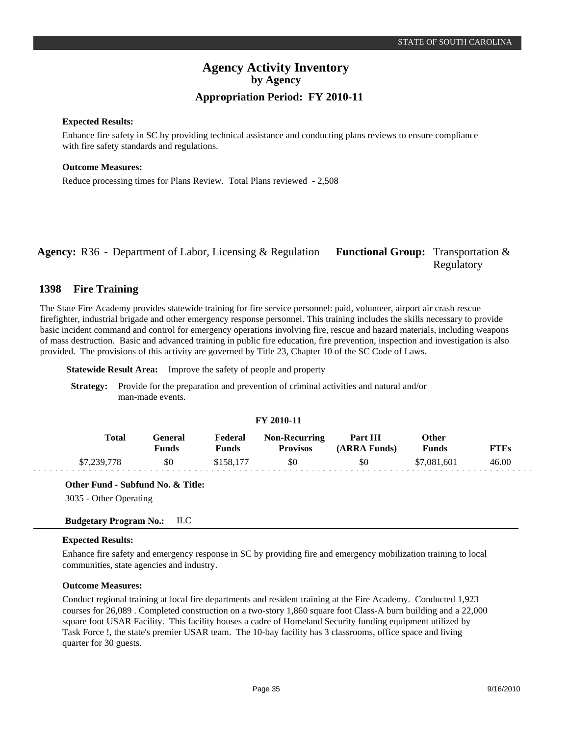**Expected Results:**

Enhance fire safety in SC by providing technical assistance and conducting plans reviews to ensure compliance with fire safety standards and regulations.

**Outcome Measures:**

Reduce processing times for Plans Review. Total Plans reviewed - 2,508

---

**Agency:** R36 - Department of Labor, Licensing & Regulation **Functional Group:** Transportation & Regulatory

## 1398 Fire Training

The State Fire Academy provides statewide training for fire service personnel: paid, volunteer, airport air crash rescue firefighter, industrial brigade and other emergency response personnel. This training includes the skills necessary to provide basic incident command and control for emergency operations involving fire, rescue and hazard materials, including weapons of mass destruction. Basic and advanced training in public fire education, fire prevention, inspection and investigation is also provided. The provisions of this activity are governed by Title 23, Chapter 10 of the SC Code of Laws.

**Statewide Result Area:** Improve the safety of people and property

**Strategy:** Provide for the preparation and prevention of criminal activities and natural and/or man-made events.

**FY 2010-11**

| Total | General Funds | Federal Funds | Non-Recurring Provisos | Part III (ARRA Funds) | Other Funds | FTEs |
|---|---|---|---|---|---|---|
| $7,239,778 | $0 | $158,177 | $0 | $0 | $7,081,601 | 46.00 |

**Other Fund - Subfund No. & Title:**

3035 - Other Operating

**Budgetary Program No.:** II.C

**Expected Results:**

Enhance fire safety and emergency response in SC by providing fire and emergency mobilization training to local communities, state agencies and industry.

**Outcome Measures:**

Conduct regional training at local fire departments and resident training at the Fire Academy. Conducted 1,923 courses for 26,089 . Completed construction on a two-story 1,860 square foot Class-A burn building and a 22,000 square foot USAR Facility. This facility houses a cadre of Homeland Security funding equipment utilized by Task Force !, the state's premier USAR team. The 10-bay facility has 3 classrooms, office space and living quarter for 30 guests.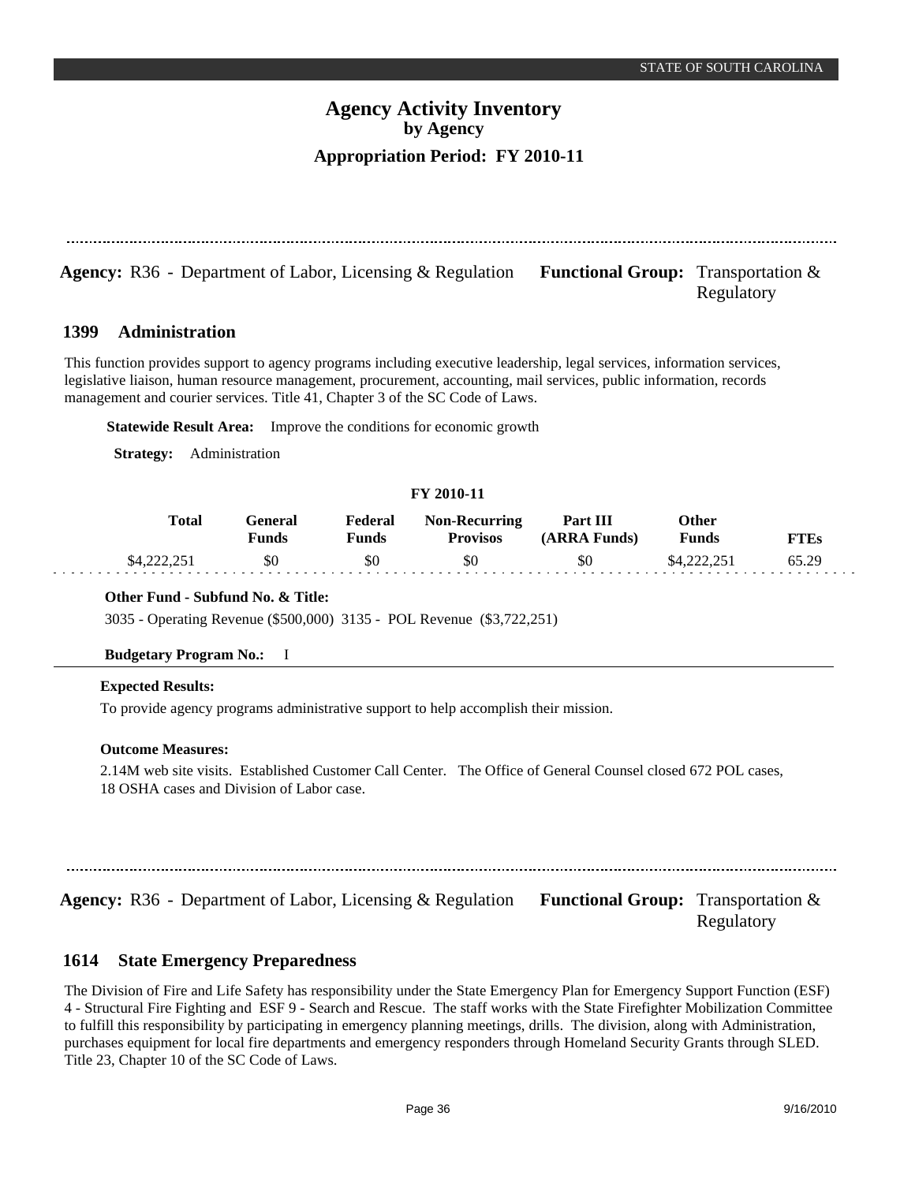# Agency Activity Inventory
## by Agency
## Appropriation Period: FY 2010-11

**Agency:** R36 - Department of Labor, Licensing & Regulation **Functional Group:** Transportation & Regulatory

### 1399 Administration

This function provides support to agency programs including executive leadership, legal services, information services, legislative liaison, human resource management, procurement, accounting, mail services, public information, records management and courier services. Title 41, Chapter 3 of the SC Code of Laws.

**Statewide Result Area:** Improve the conditions for economic growth

**Strategy:** Administration

**FY 2010-11**

| Total | General Funds | Federal Funds | Non-Recurring Provisos | Part III (ARRA Funds) | Other Funds | FTEs |
|---|---|---|---|---|---|---|
| $4,222,251 | $0 | $0 | $0 | $0 | $4,222,251 | 65.29 |

**Other Fund - Subfund No. & Title:**

3035 - Operating Revenue ($500,000) 3135 - POL Revenue ($3,722,251)

**Budgetary Program No.:** I

**Expected Results:**

To provide agency programs administrative support to help accomplish their mission.

**Outcome Measures:**

2.14M web site visits. Established Customer Call Center. The Office of General Counsel closed 672 POL cases, 18 OSHA cases and Division of Labor case.

**Agency:** R36 - Department of Labor, Licensing & Regulation **Functional Group:** Transportation & Regulatory

### 1614 State Emergency Preparedness

The Division of Fire and Life Safety has responsibility under the State Emergency Plan for Emergency Support Function (ESF) 4 - Structural Fire Fighting and ESF 9 - Search and Rescue. The staff works with the State Firefighter Mobilization Committee to fulfill this responsibility by participating in emergency planning meetings, drills. The division, along with Administration, purchases equipment for local fire departments and emergency responders through Homeland Security Grants through SLED. Title 23, Chapter 10 of the SC Code of Laws.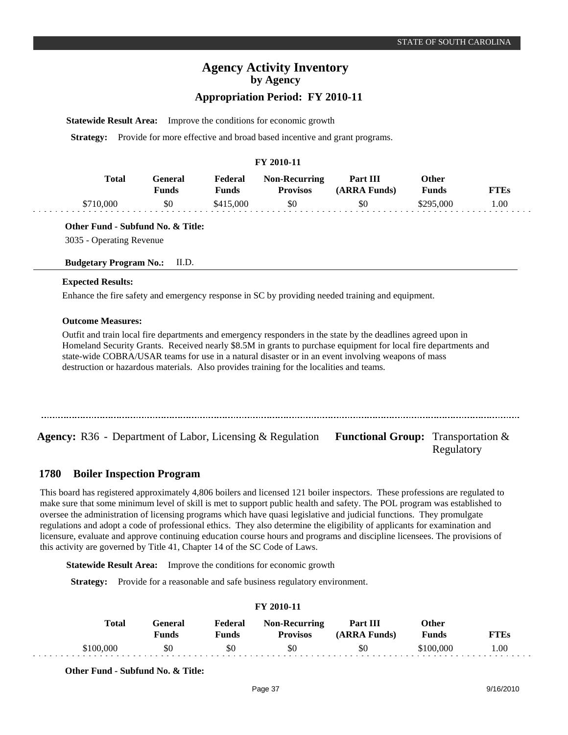# Agency Activity Inventory
## by Agency
### Appropriation Period: FY 2010-11

**Statewide Result Area:** Improve the conditions for economic growth

**Strategy:** Provide for more effective and broad based incentive and grant programs.

**FY 2010-11**

| Total | General Funds | Federal Funds | Non-Recurring Provisos | Part III (ARRA Funds) | Other Funds | FTEs |
|---|---|---|---|---|---|---|
| $710,000 | $0 | $415,000 | $0 | $0 | $295,000 | 1.00 |

**Other Fund - Subfund No. & Title:**

3035 - Operating Revenue

**Budgetary Program No.:** II.D.

**Expected Results:**

Enhance the fire safety and emergency response in SC by providing needed training and equipment.

**Outcome Measures:**

Outfit and train local fire departments and emergency responders in the state by the deadlines agreed upon in Homeland Security Grants. Received nearly $8.5M in grants to purchase equipment for local fire departments and state-wide COBRA/USAR teams for use in a natural disaster or in an event involving weapons of mass destruction or hazardous materials. Also provides training for the localities and teams.

---

**Agency:** R36 - Department of Labor, Licensing & Regulation **Functional Group:** Transportation & Regulatory

## 1780 Boiler Inspection Program

This board has registered approximately 4,806 boilers and licensed 121 boiler inspectors. These professions are regulated to make sure that some minimum level of skill is met to support public health and safety. The POL program was established to oversee the administration of licensing programs which have quasi legislative and judicial functions. They promulgate regulations and adopt a code of professional ethics. They also determine the eligibility of applicants for examination and licensure, evaluate and approve continuing education course hours and programs and discipline licensees. The provisions of this activity are governed by Title 41, Chapter 14 of the SC Code of Laws.

**Statewide Result Area:** Improve the conditions for economic growth

**Strategy:** Provide for a reasonable and safe business regulatory environment.

**FY 2010-11**

| Total | General Funds | Federal Funds | Non-Recurring Provisos | Part III (ARRA Funds) | Other Funds | FTEs |
|---|---|---|---|---|---|---|
| $100,000 | $0 | $0 | $0 | $0 | $100,000 | 1.00 |

**Other Fund - Subfund No. & Title:**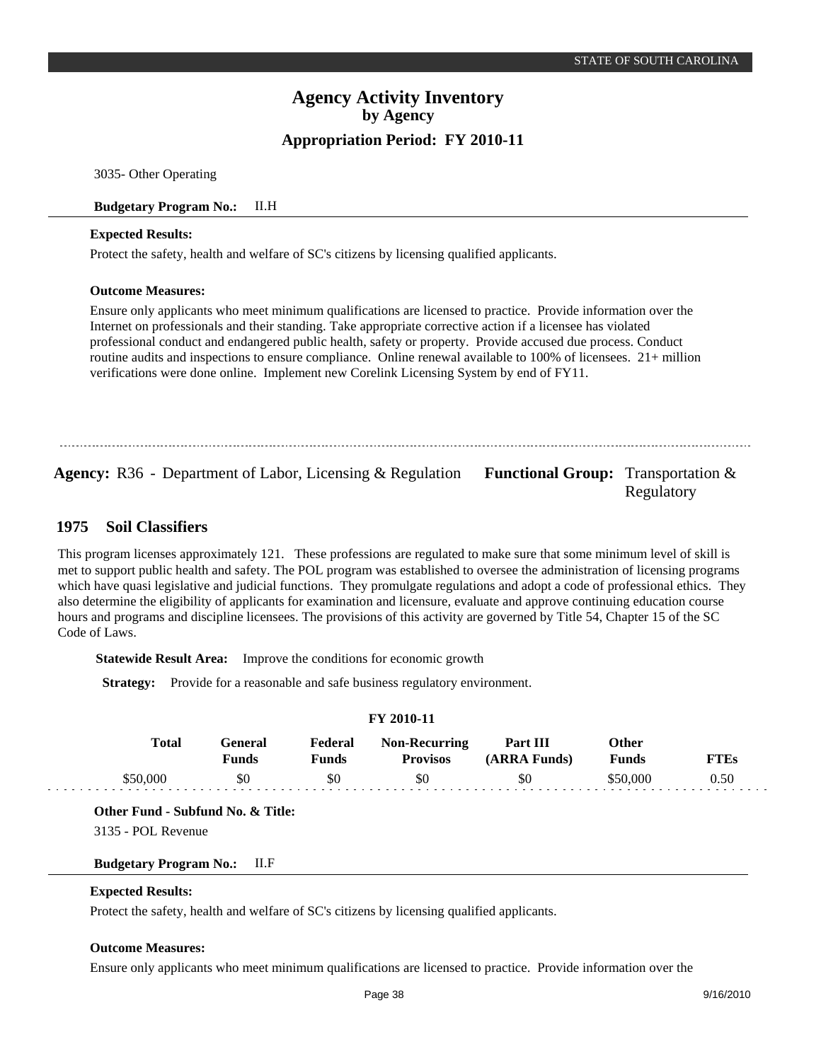3035- Other Operating

**Budgetary Program No.:** II.H

**Expected Results:**

Protect the safety, health and welfare of SC's citizens by licensing qualified applicants.

**Outcome Measures:**

Ensure only applicants who meet minimum qualifications are licensed to practice. Provide information over the Internet on professionals and their standing. Take appropriate corrective action if a licensee has violated professional conduct and endangered public health, safety or property. Provide accused due process. Conduct routine audits and inspections to ensure compliance. Online renewal available to 100% of licensees. 21+ million verifications were done online. Implement new Corelink Licensing System by end of FY11.

---

**Agency:** R36 - Department of Labor, Licensing & Regulation **Functional Group:** Transportation & Regulatory

## 1975 Soil Classifiers

This program licenses approximately 121. These professions are regulated to make sure that some minimum level of skill is met to support public health and safety. The POL program was established to oversee the administration of licensing programs which have quasi legislative and judicial functions. They promulgate regulations and adopt a code of professional ethics. They also determine the eligibility of applicants for examination and licensure, evaluate and approve continuing education course hours and programs and discipline licensees. The provisions of this activity are governed by Title 54, Chapter 15 of the SC Code of Laws.

**Statewide Result Area:** Improve the conditions for economic growth

**Strategy:** Provide for a reasonable and safe business regulatory environment.

**FY 2010-11**

| Total | General Funds | Federal Funds | Non-Recurring Provisos | Part III (ARRA Funds) | Other Funds | FTEs |
|---|---|---|---|---|---|---|
| $50,000 | $0 | $0 | $0 | $0 | $50,000 | 0.50 |

**Other Fund - Subfund No. & Title:**

3135 - POL Revenue

**Budgetary Program No.:** II.F

**Expected Results:**

Protect the safety, health and welfare of SC's citizens by licensing qualified applicants.

**Outcome Measures:**

Ensure only applicants who meet minimum qualifications are licensed to practice. Provide information over the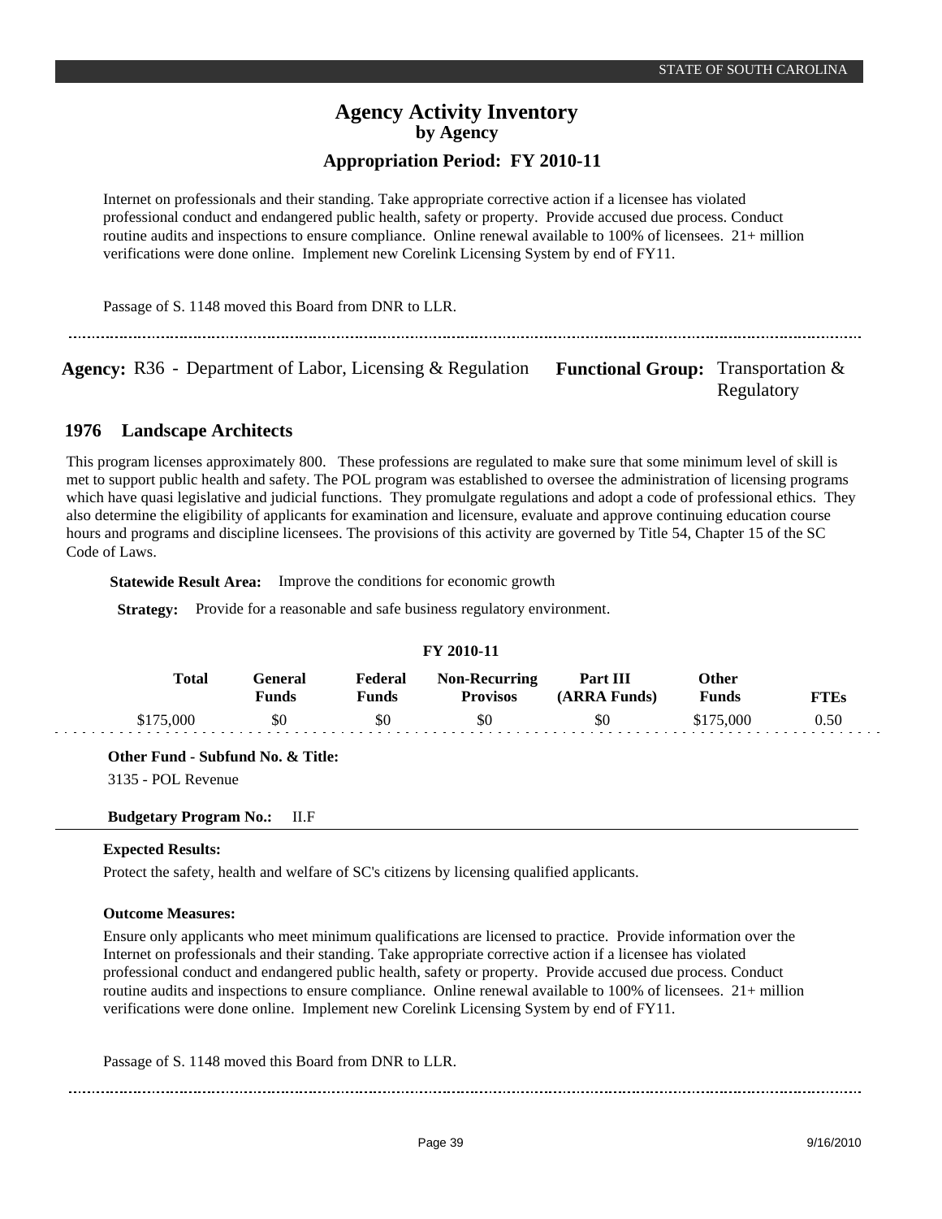Internet on professionals and their standing. Take appropriate corrective action if a licensee has violated professional conduct and endangered public health, safety or property. Provide accused due process. Conduct routine audits and inspections to ensure compliance. Online renewal available to 100% of licensees. 21+ million verifications were done online. Implement new Corelink Licensing System by end of FY11.

Passage of S. 1148 moved this Board from DNR to LLR.

---

**Agency:** R36 - Department of Labor, Licensing & Regulation **Functional Group:** Transportation & Regulatory

## 1976 Landscape Architects

This program licenses approximately 800. These professions are regulated to make sure that some minimum level of skill is met to support public health and safety. The POL program was established to oversee the administration of licensing programs which have quasi legislative and judicial functions. They promulgate regulations and adopt a code of professional ethics. They also determine the eligibility of applicants for examination and licensure, evaluate and approve continuing education course hours and programs and discipline licensees. The provisions of this activity are governed by Title 54, Chapter 15 of the SC Code of Laws.

**Statewide Result Area:** Improve the conditions for economic growth

**Strategy:** Provide for a reasonable and safe business regulatory environment.

**FY 2010-11**

| Total | General Funds | Federal Funds | Non-Recurring Provisos | Part III (ARRA Funds) | Other Funds | FTEs |
|---|---|---|---|---|---|---|
| $175,000 | $0 | $0 | $0 | $0 | $175,000 | 0.50 |

**Other Fund - Subfund No. & Title:**

3135 - POL Revenue

**Budgetary Program No.:** II.F

**Expected Results:**

Protect the safety, health and welfare of SC's citizens by licensing qualified applicants.

**Outcome Measures:**

Ensure only applicants who meet minimum qualifications are licensed to practice. Provide information over the Internet on professionals and their standing. Take appropriate corrective action if a licensee has violated professional conduct and endangered public health, safety or property. Provide accused due process. Conduct routine audits and inspections to ensure compliance. Online renewal available to 100% of licensees. 21+ million verifications were done online. Implement new Corelink Licensing System by end of FY11.

Passage of S. 1148 moved this Board from DNR to LLR.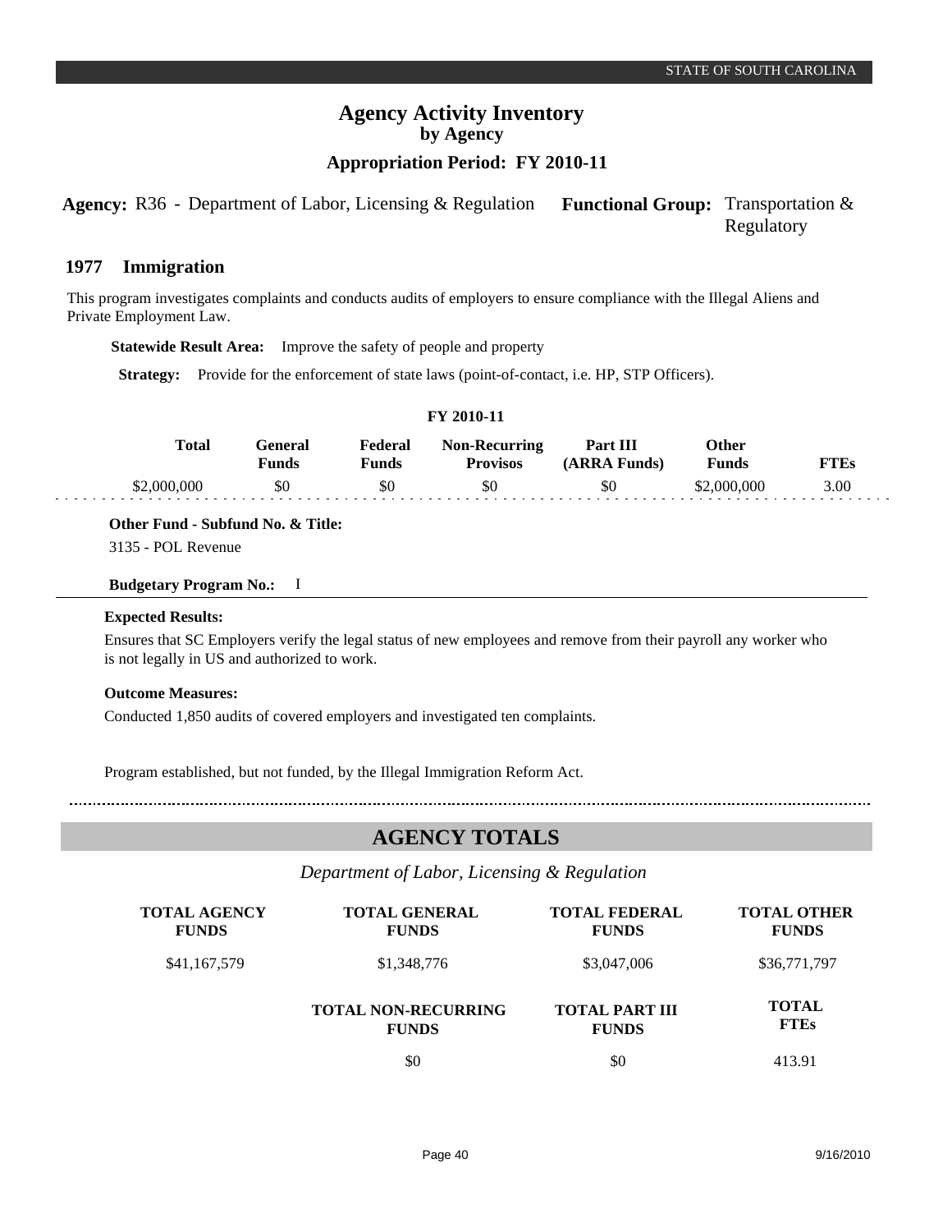# Agency Activity Inventory
## by Agency
### Appropriation Period: FY 2010-11

**Agency:** R36 - Department of Labor, Licensing & Regulation **Functional Group:** Transportation & Regulatory

## 1977 Immigration

This program investigates complaints and conducts audits of employers to ensure compliance with the Illegal Aliens and Private Employment Law.

**Statewide Result Area:** Improve the safety of people and property

**Strategy:** Provide for the enforcement of state laws (point-of-contact, i.e. HP, STP Officers).

**FY 2010-11**

| Total | General Funds | Federal Funds | Non-Recurring Provisos | Part III (ARRA Funds) | Other Funds | FTEs |
|---|---|---|---|---|---|---|
| $2,000,000 | $0 | $0 | $0 | $0 | $2,000,000 | 3.00 |

**Other Fund - Subfund No. & Title:**

3135 - POL Revenue

**Budgetary Program No.:** I

**Expected Results:**

Ensures that SC Employers verify the legal status of new employees and remove from their payroll any worker who is not legally in US and authorized to work.

**Outcome Measures:**

Conducted 1,850 audits of covered employers and investigated ten complaints.

Program established, but not funded, by the Illegal Immigration Reform Act.

## AGENCY TOTALS

*Department of Labor, Licensing & Regulation*

| TOTAL AGENCY FUNDS | TOTAL GENERAL FUNDS | TOTAL FEDERAL FUNDS | TOTAL OTHER FUNDS |
|---|---|---|---|
| $41,167,579 | $1,348,776 | $3,047,006 | $36,771,797 |

| TOTAL NON-RECURRING FUNDS | TOTAL PART III FUNDS | TOTAL FTEs |
|---|---|---|
| $0 | $0 | 413.91 |